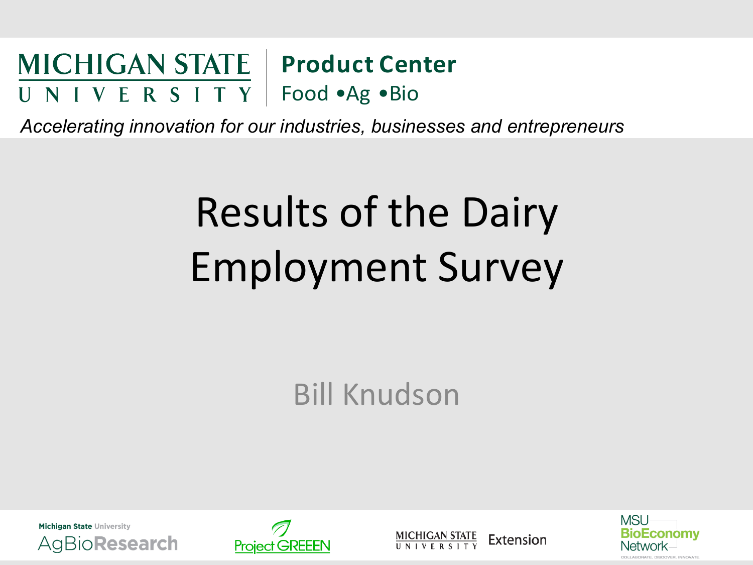MICHIGAN STATE UNIVERSITY | **Product Center**
Food •Ag •Bio

*Accelerating innovation for our industries, businesses and entrepreneurs*

# Results of the Dairy Employment Survey

Bill Knudson

Michigan State University AgBioResearch

Project GREEEN

MICHIGAN STATE UNIVERSITY Extension

MSU BioEconomy Network
COLLABORATE. DISCOVER. INNOVATE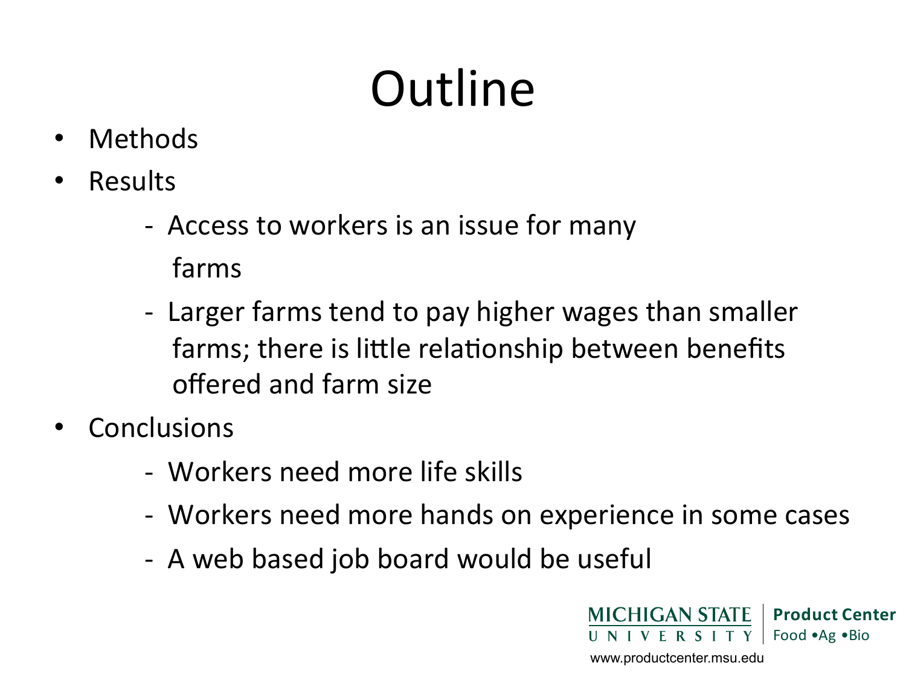# Outline

- Methods
- Results
  - Access to workers is an issue for many farms
  - Larger farms tend to pay higher wages than smaller farms; there is little relationship between benefits offered and farm size
- Conclusions
  - Workers need more life skills
  - Workers need more hands on experience in some cases
  - A web based job board would be useful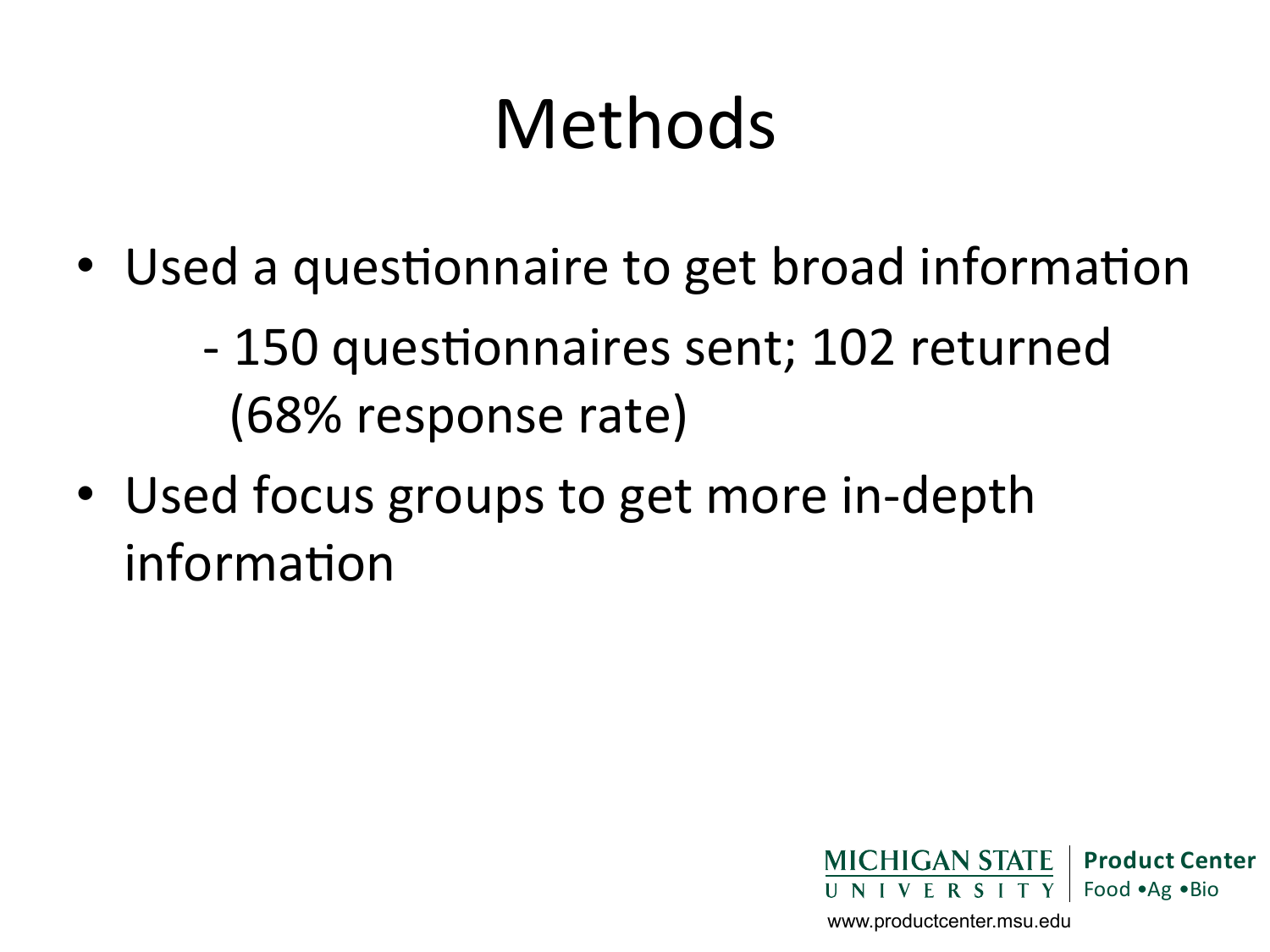# Methods

- Used a questionnaire to get broad information
  - 150 questionnaires sent; 102 returned (68% response rate)
- Used focus groups to get more in-depth information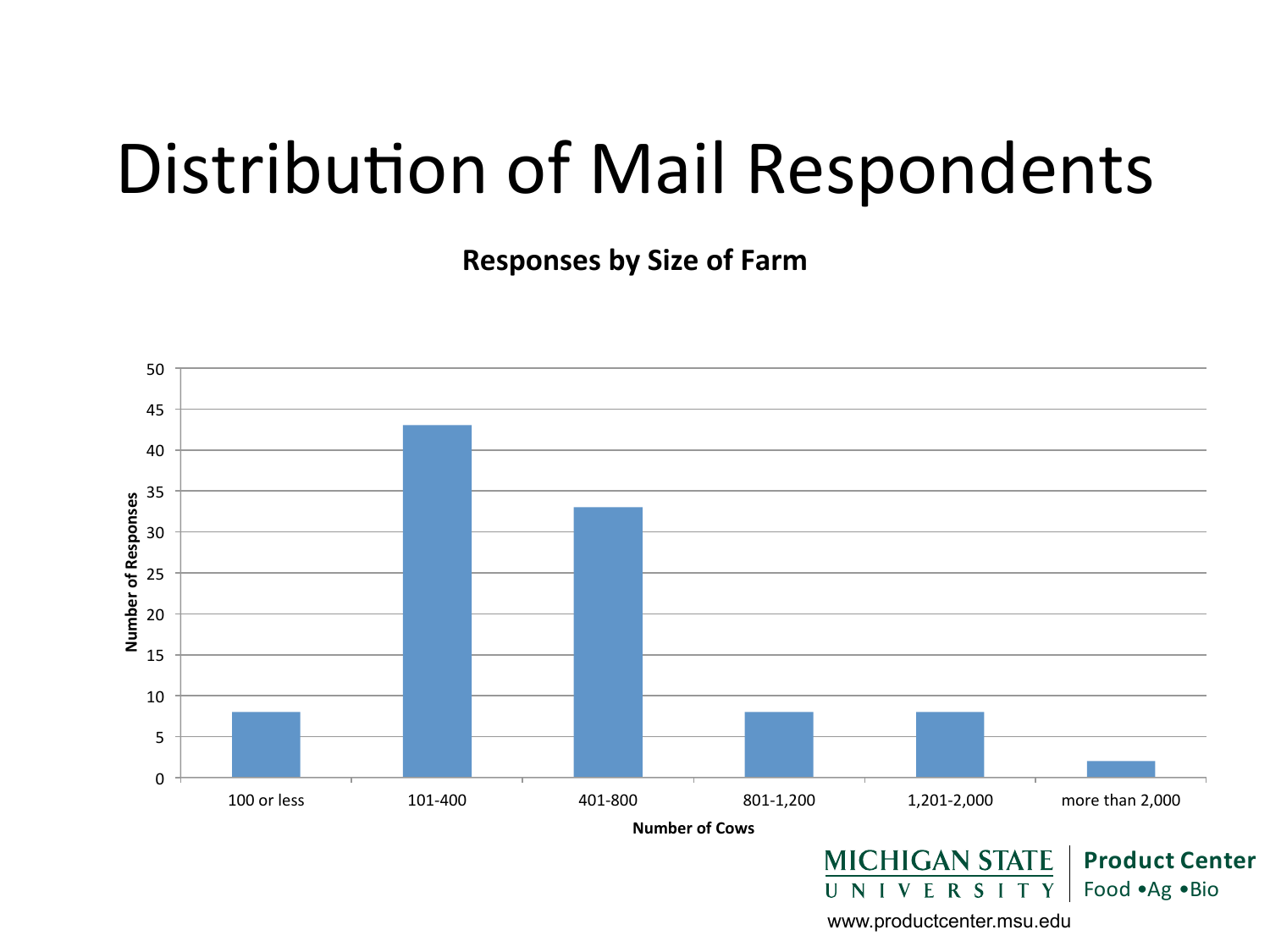# Distribution of Mail Respondents

**Responses by Size of Farm**

| Number of Cows | Number of Responses |
| --- | --- |
| 100 or less | 8 |
| 101-400 | 43 |
| 401-800 | 33 |
| 801-1,200 | 8 |
| 1,201-2,000 | 8 |
| more than 2,000 | 2 |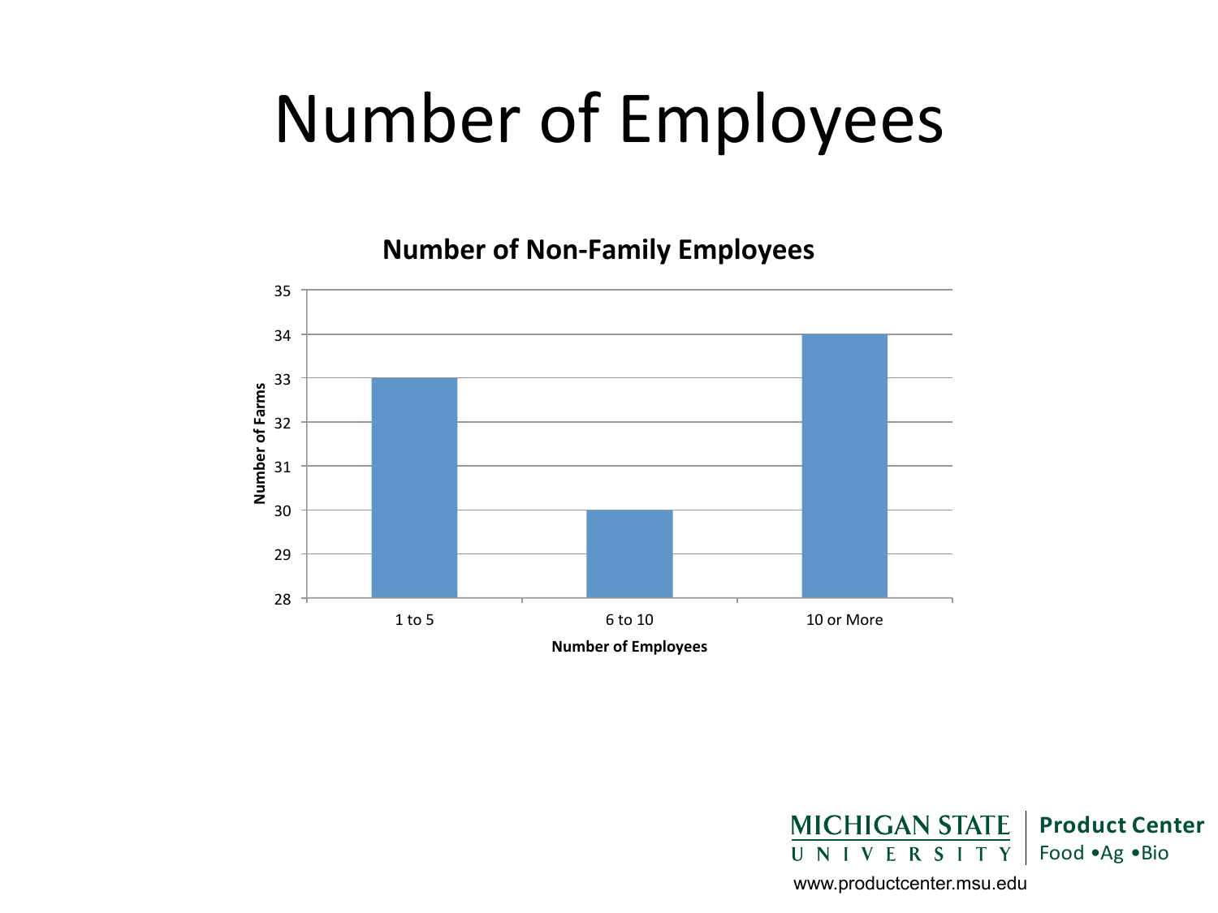# Number of Employees

**Number of Non-Family Employees**

| Number of Employees | Number of Farms |
| --- | --- |
| 1 to 5 | 33 |
| 6 to 10 | 30 |
| 10 or More | 34 |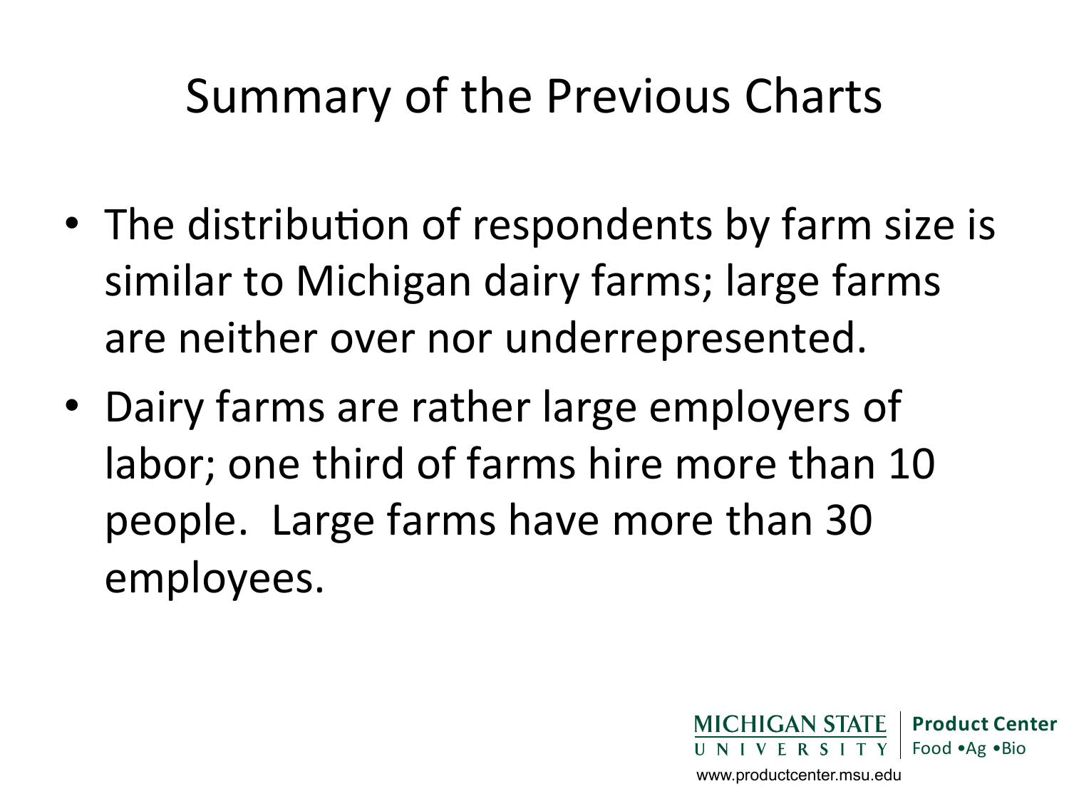# Summary of the Previous Charts

- The distribution of respondents by farm size is similar to Michigan dairy farms; large farms are neither over nor underrepresented.
- Dairy farms are rather large employers of labor; one third of farms hire more than 10 people. Large farms have more than 30 employees.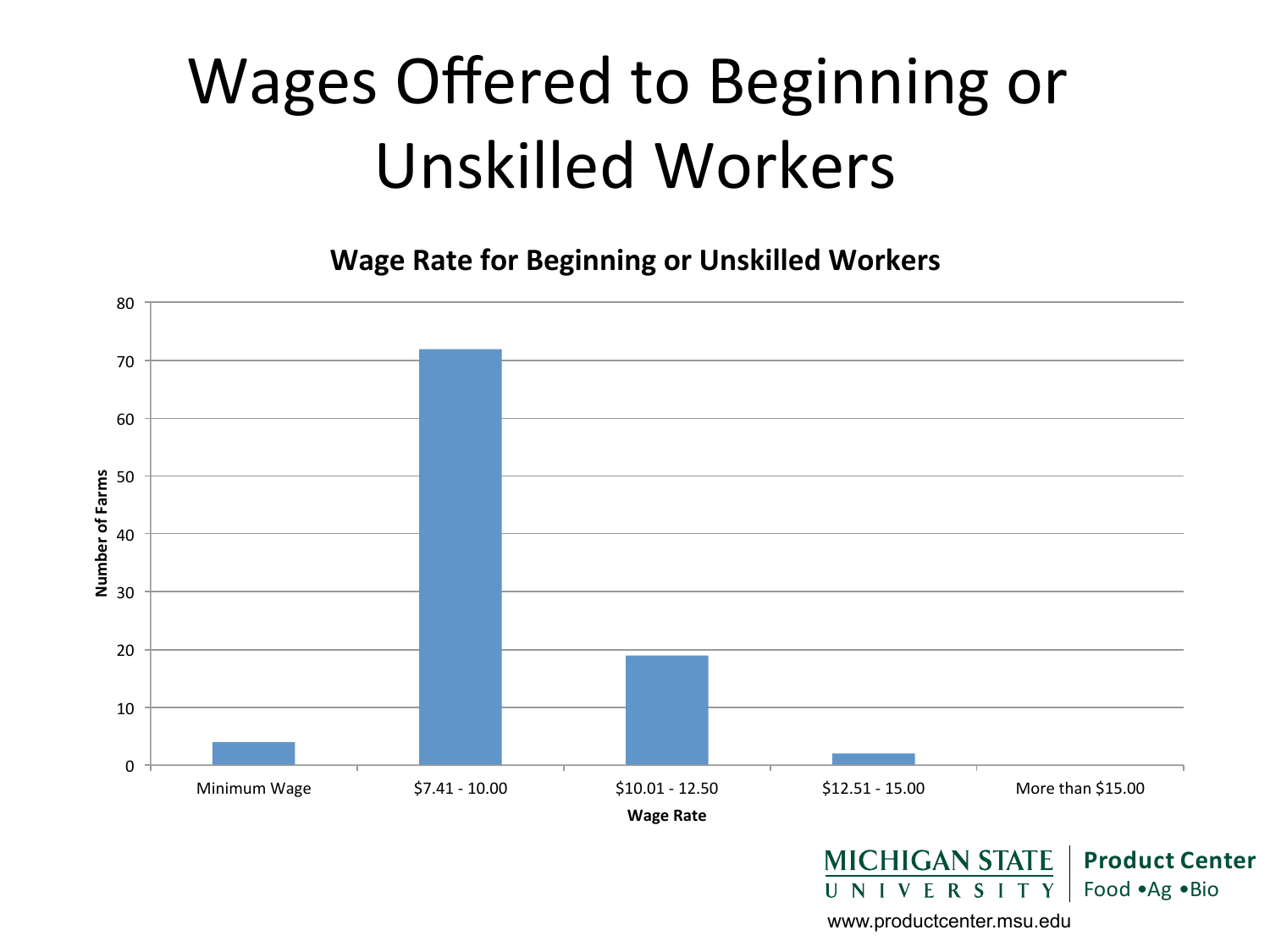# Wages Offered to Beginning or Unskilled Workers

**Wage Rate for Beginning or Unskilled Workers**

| Wage Rate | Number of Farms |
|---|---|
| Minimum Wage | 4 |
| $7.41 - 10.00 | 72 |
| $10.01 - 12.50 | 19 |
| $12.51 - 15.00 | 2 |
| More than $15.00 | 0 |

MICHIGAN STATE UNIVERSITY | Product Center Food •Ag •Bio

www.productcenter.msu.edu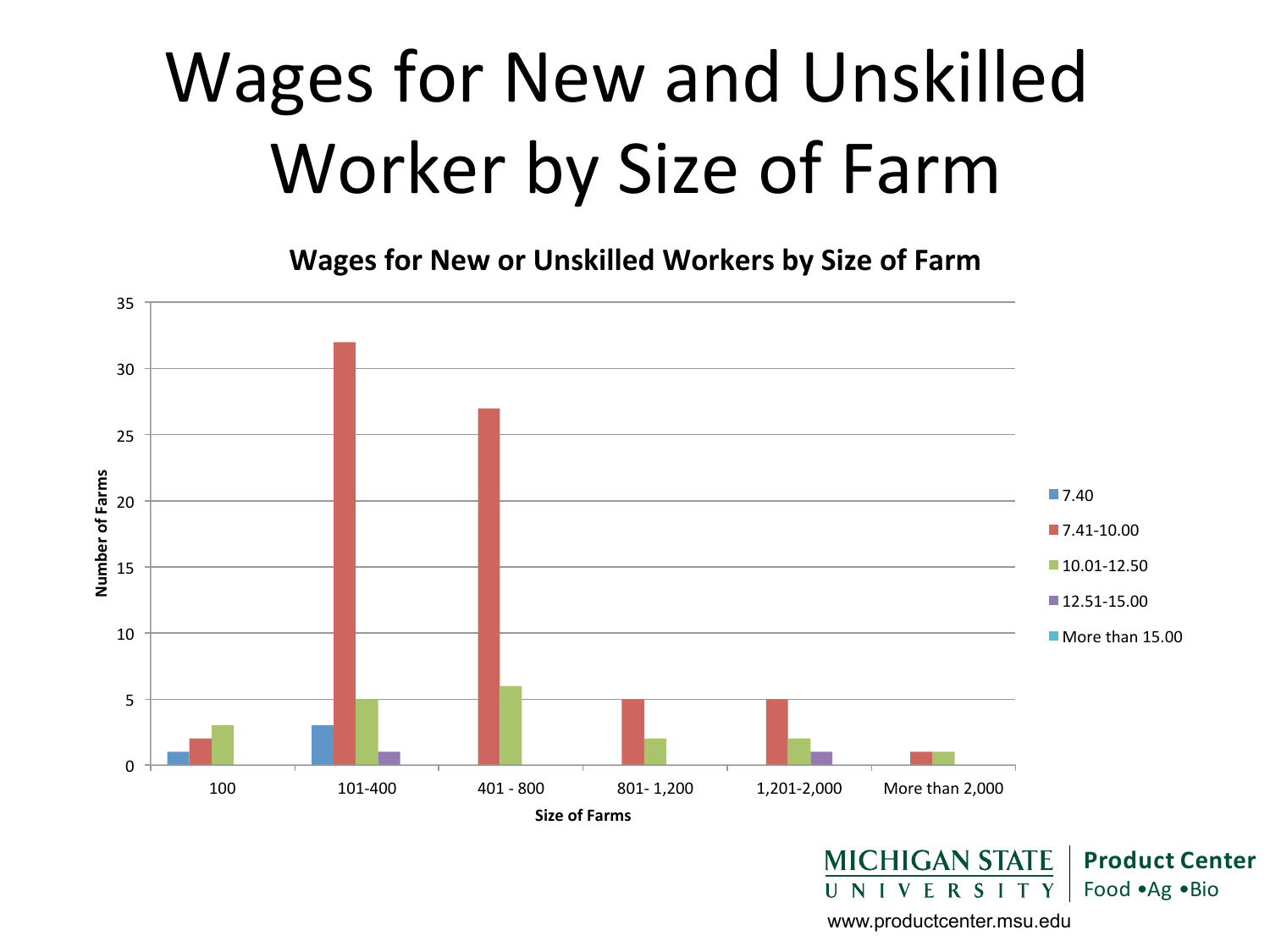# Wages for New and Unskilled Worker by Size of Farm

**Wages for New or Unskilled Workers by Size of Farm**

| Size of Farms | 7.40 | 7.41-10.00 | 10.01-12.50 | 12.51-15.00 | More than 15.00 |
|---|---|---|---|---|---|
| 100 | 1 | 2 | 3 | | |
| 101-400 | 3 | 32 | 5 | 1 | |
| 401 - 800 | | 27 | 6 | | |
| 801- 1,200 | | 5 | 2 | | |
| 1,201-2,000 | | 5 | 2 | 1 | |
| More than 2,000 | | 1 | 1 | | |

Y-axis: Number of Farms; X-axis: Size of Farms

MICHIGAN STATE UNIVERSITY | Product Center Food •Ag •Bio

www.productcenter.msu.edu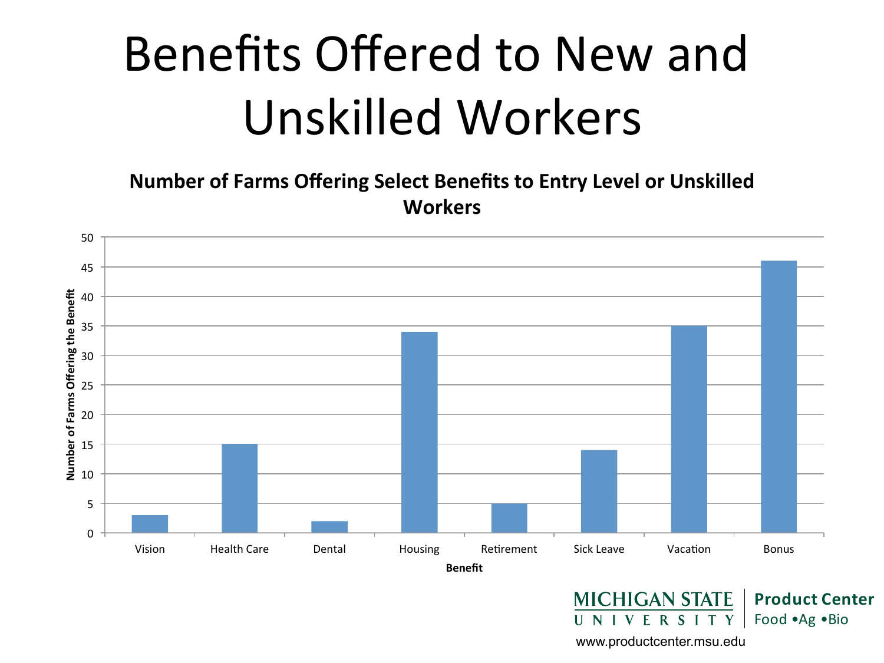# Benefits Offered to New and Unskilled Workers

**Number of Farms Offering Select Benefits to Entry Level or Unskilled Workers**

| Benefit | Number of Farms Offering the Benefit |
|---|---|
| Vision | 3 |
| Health Care | 15 |
| Dental | 2 |
| Housing | 34 |
| Retirement | 5 |
| Sick Leave | 14 |
| Vacation | 35 |
| Bonus | 46 |

MICHIGAN STATE UNIVERSITY | Product Center Food •Ag •Bio

www.productcenter.msu.edu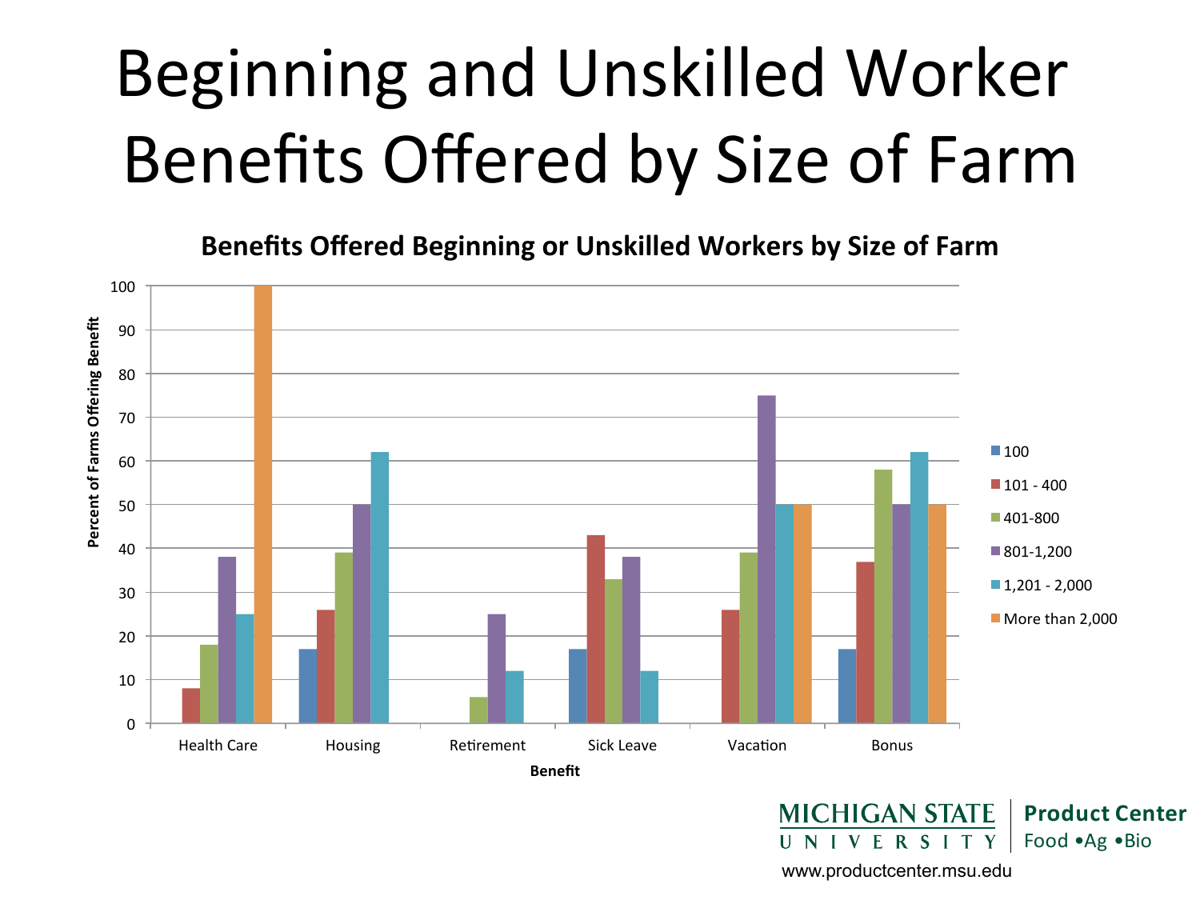# Beginning and Unskilled Worker Benefits Offered by Size of Farm

**Benefits Offered Beginning or Unskilled Workers by Size of Farm**

| Benefit | 100 | 101 - 400 | 401-800 | 801-1,200 | 1,201 - 2,000 | More than 2,000 |
|---|---|---|---|---|---|---|
| Health Care | 0 | 8 | 18 | 38 | 25 | 100 |
| Housing | 17 | 26 | 39 | 50 | 62 | 0 |
| Retirement | 0 | 0 | 6 | 25 | 12 | 0 |
| Sick Leave | 17 | 43 | 33 | 38 | 12 | 0 |
| Vacation | 0 | 26 | 39 | 75 | 50 | 50 |
| Bonus | 17 | 37 | 58 | 50 | 62 | 50 |

Percent of Farms Offering Benefit

MICHIGAN STATE UNIVERSITY | Product Center Food •Ag •Bio

www.productcenter.msu.edu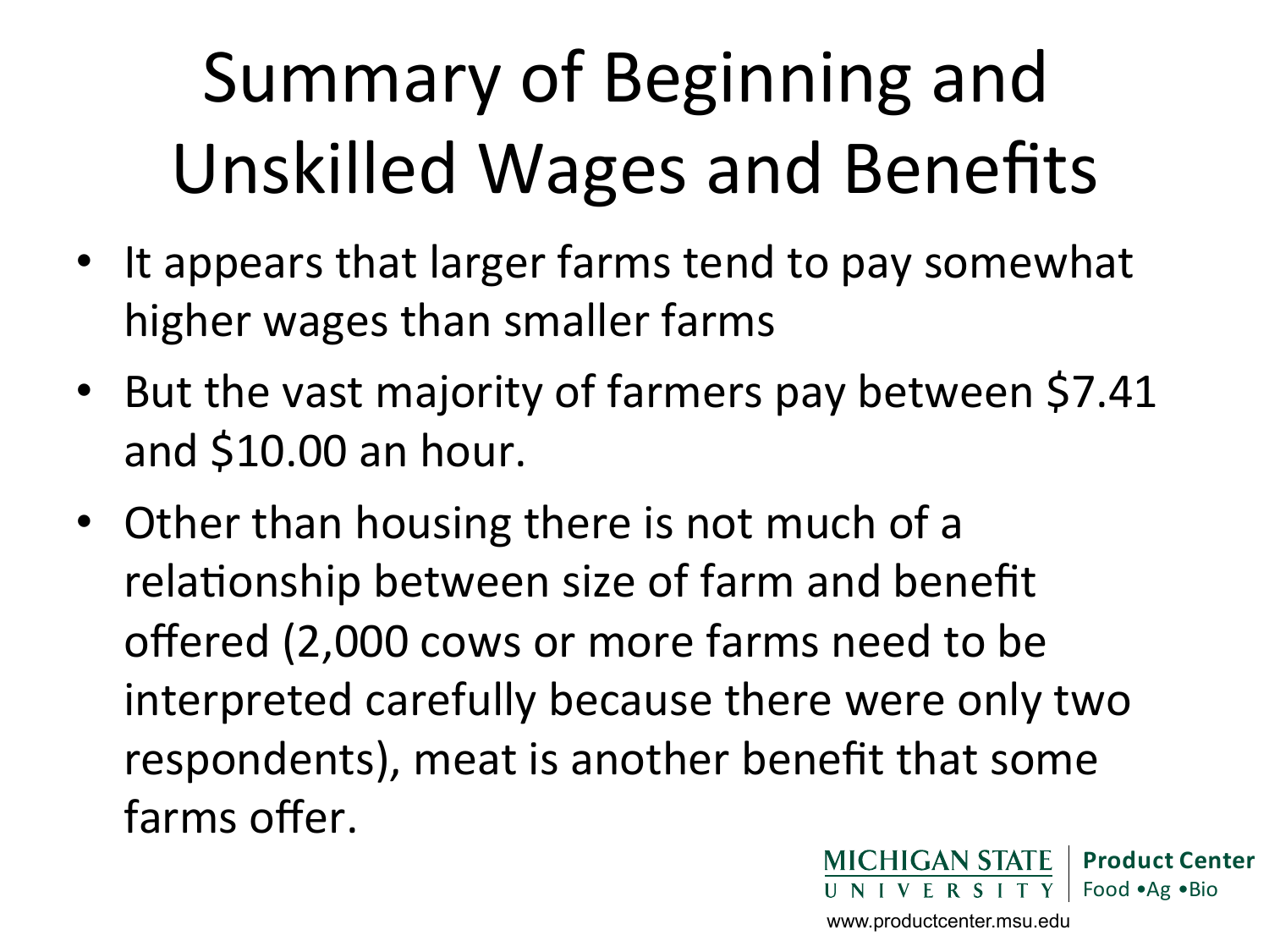# Summary of Beginning and Unskilled Wages and Benefits

- It appears that larger farms tend to pay somewhat higher wages than smaller farms
- But the vast majority of farmers pay between $7.41 and $10.00 an hour.
- Other than housing there is not much of a relationship between size of farm and benefit offered (2,000 cows or more farms need to be interpreted carefully because there were only two respondents), meat is another benefit that some farms offer.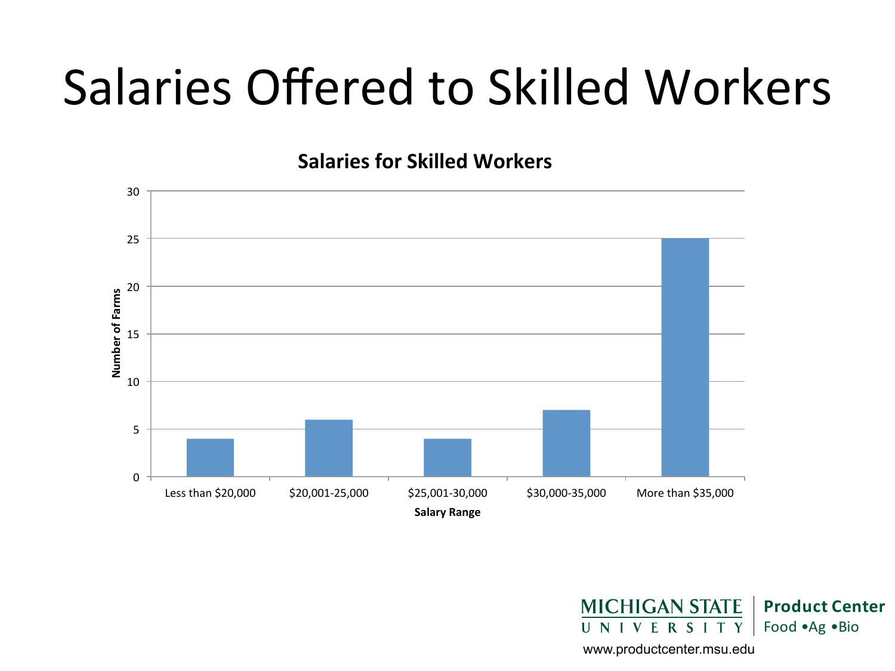# Salaries Offered to Skilled Workers

**Salaries for Skilled Workers**

| Salary Range | Number of Farms |
|---|---|
| Less than $20,000 | 4 |
| $20,001-25,000 | 6 |
| $25,001-30,000 | 4 |
| $30,000-35,000 | 7 |
| More than $35,000 | 25 |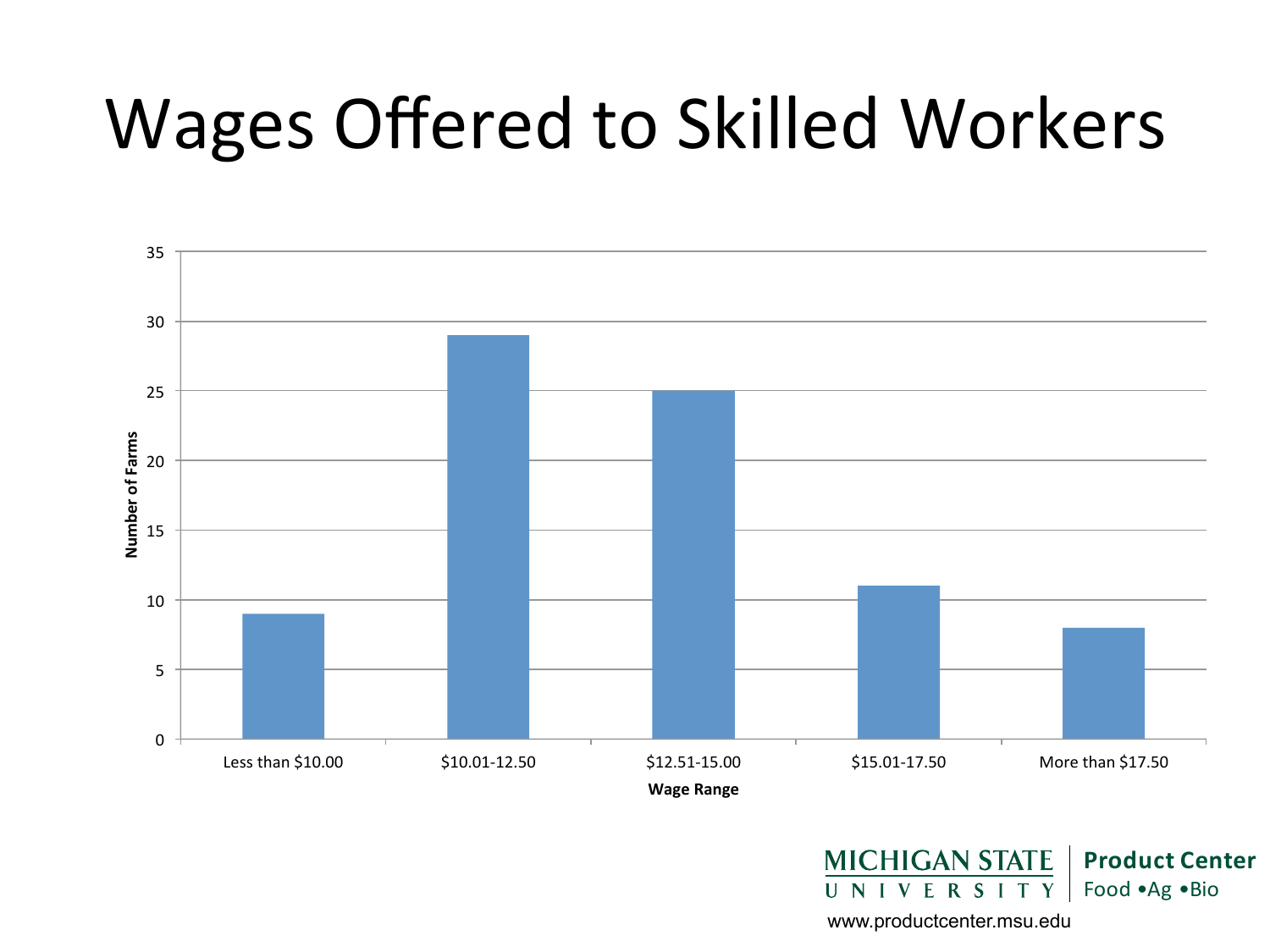# Wages Offered to Skilled Workers

| Wage Range | Number of Farms |
|---|---|
| Less than $10.00 | 9 |
| $10.01-12.50 | 29 |
| $12.51-15.00 | 25 |
| $15.01-17.50 | 11 |
| More than $17.50 | 8 |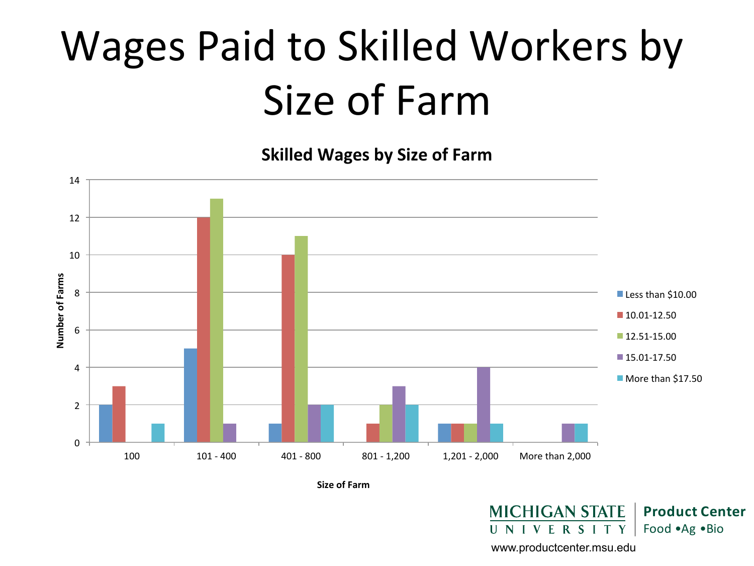# Wages Paid to Skilled Workers by Size of Farm

**Skilled Wages by Size of Farm**

| Size of Farm | Less than $10.00 | 10.01-12.50 | 12.51-15.00 | 15.01-17.50 | More than $17.50 |
|---|---|---|---|---|---|
| 100 | 2 | 3 | | | 1 |
| 101 - 400 | 5 | 12 | 13 | 1 | |
| 401 - 800 | 1 | 10 | 11 | 2 | 2 |
| 801 - 1,200 | | 1 | 2 | 3 | 2 |
| 1,201 - 2,000 | 1 | 1 | 1 | 4 | 1 |
| More than 2,000 | | | | 1 | 1 |

Y-axis: Number of Farms; X-axis: Size of Farm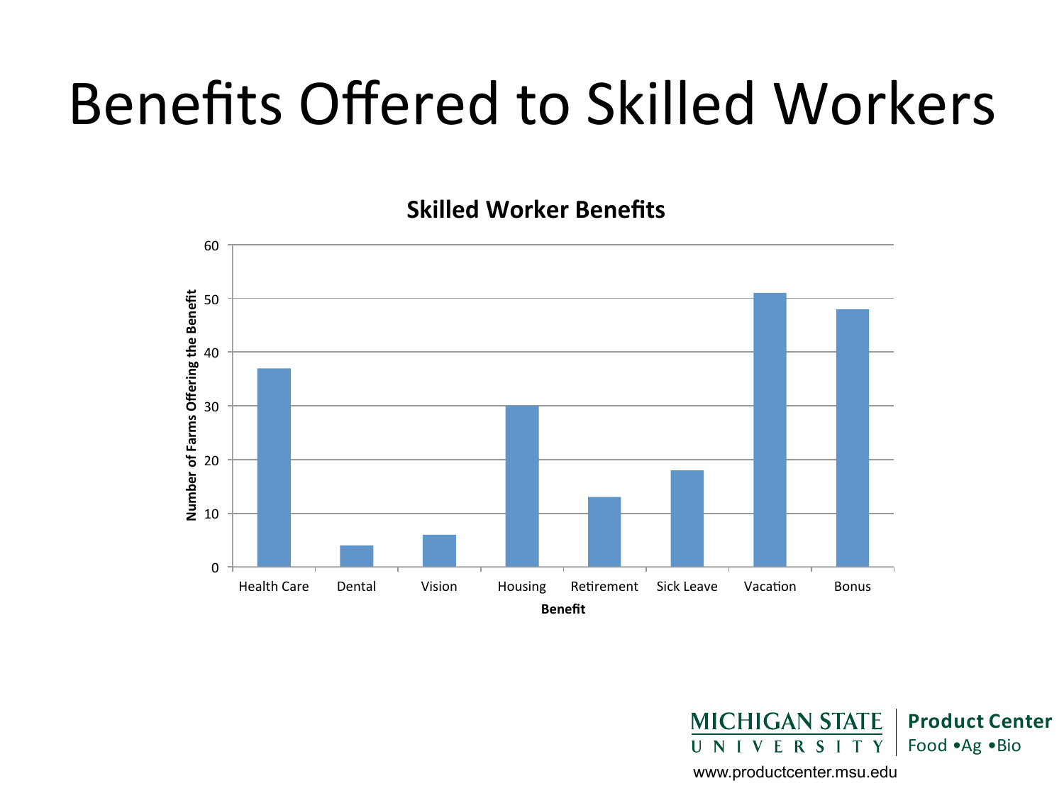# Benefits Offered to Skilled Workers

**Skilled Worker Benefits**

| Benefit | Number of Farms Offering the Benefit |
|---|---|
| Health Care | 37 |
| Dental | 4 |
| Vision | 6 |
| Housing | 30 |
| Retirement | 13 |
| Sick Leave | 18 |
| Vacation | 51 |
| Bonus | 48 |

MICHIGAN STATE UNIVERSITY | Product Center Food •Ag •Bio

www.productcenter.msu.edu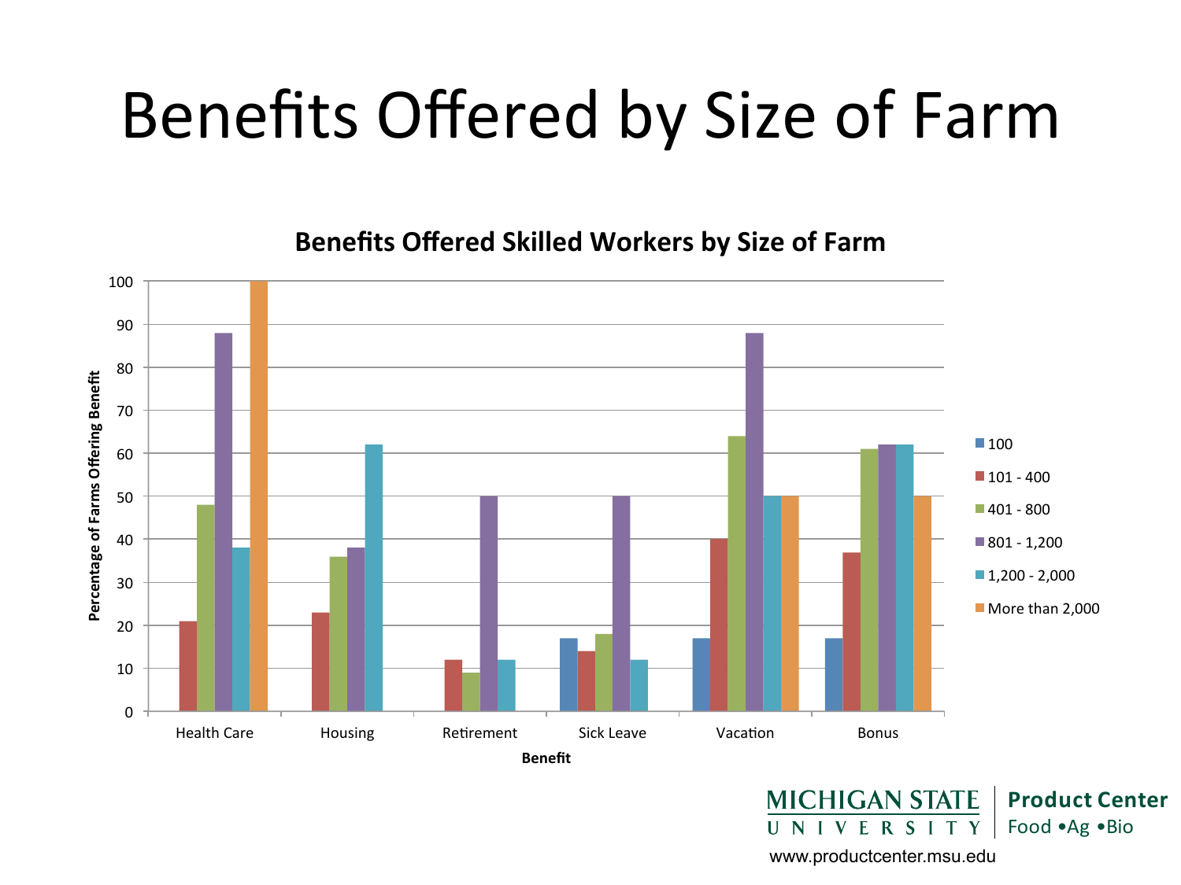# Benefits Offered by Size of Farm

**Benefits Offered Skilled Workers by Size of Farm**

| Benefit | 100 | 101 - 400 | 401 - 800 | 801 - 1,200 | 1,200 - 2,000 | More than 2,000 |
|---|---|---|---|---|---|---|
| Health Care | | 21 | 48 | 88 | 38 | 100 |
| Housing | | 23 | 36 | 38 | 62 | |
| Retirement | | 12 | 9 | 50 | 12 | |
| Sick Leave | 17 | 14 | 18 | 50 | 12 | |
| Vacation | 17 | 40 | 64 | 88 | 50 | 50 |
| Bonus | 17 | 37 | 61 | 62 | 62 | 50 |

Y-axis: Percentage of Farms Offering Benefit
X-axis: Benefit

MICHIGAN STATE UNIVERSITY | Product Center Food •Ag •Bio

www.productcenter.msu.edu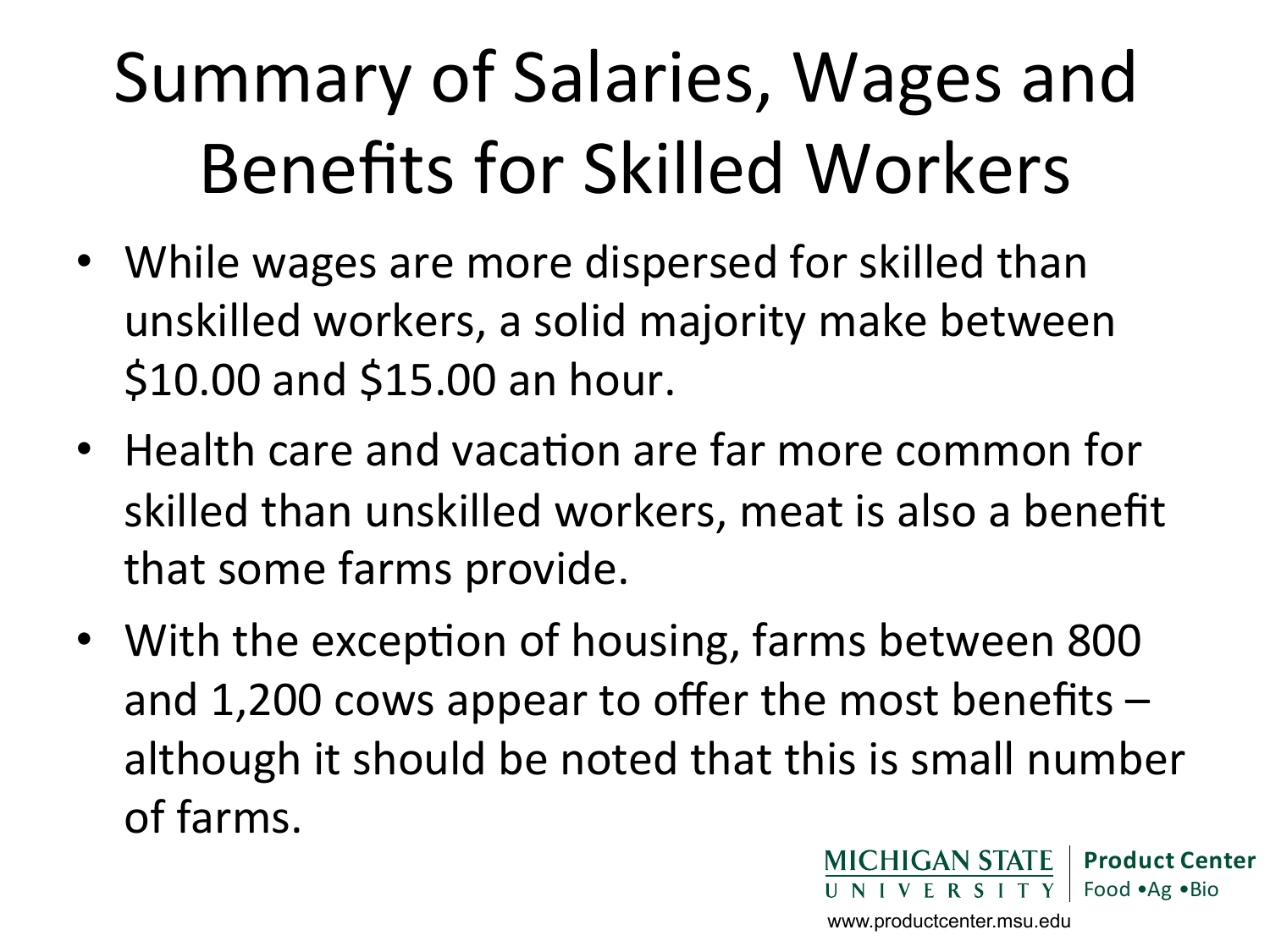# Summary of Salaries, Wages and Benefits for Skilled Workers

- While wages are more dispersed for skilled than unskilled workers, a solid majority make between $10.00 and $15.00 an hour.
- Health care and vacation are far more common for skilled than unskilled workers, meat is also a benefit that some farms provide.
- With the exception of housing, farms between 800 and 1,200 cows appear to offer the most benefits – although it should be noted that this is small number of farms.

MICHIGAN STATE UNIVERSITY | Product Center Food •Ag •Bio

www.productcenter.msu.edu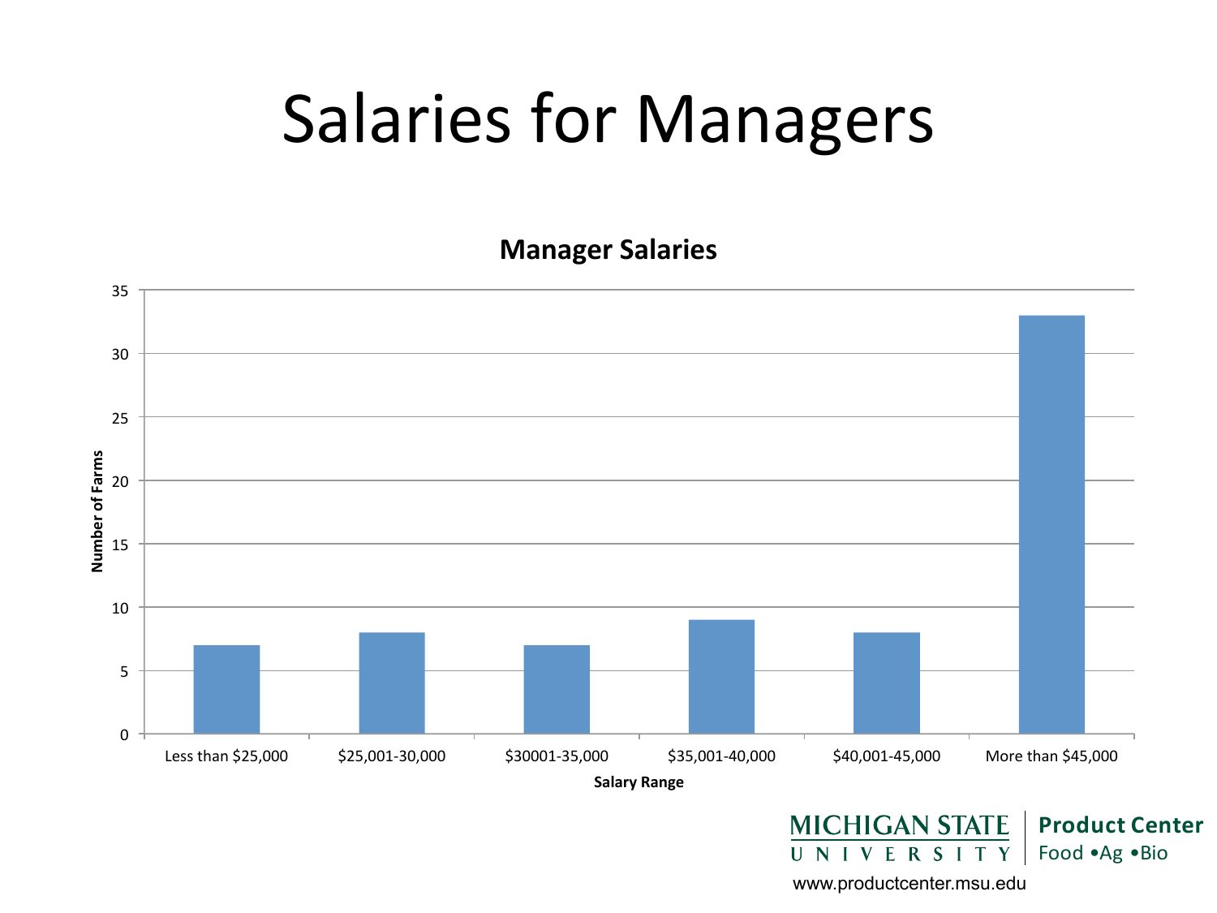# Salaries for Managers

**Manager Salaries**

| Salary Range | Number of Farms |
|---|---|
| Less than $25,000 | 7 |
| $25,001-30,000 | 8 |
| $30001-35,000 | 7 |
| $35,001-40,000 | 9 |
| $40,001-45,000 | 8 |
| More than $45,000 | 33 |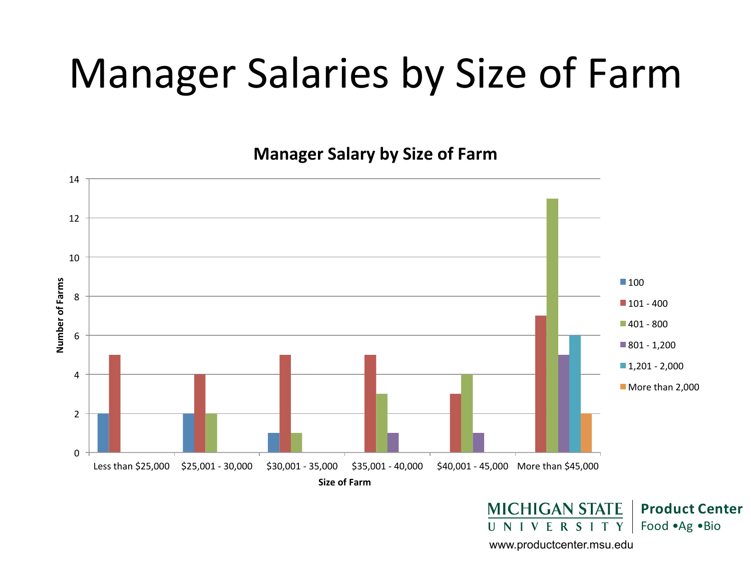# Manager Salaries by Size of Farm

**Manager Salary by Size of Farm**

| Size of Farm | 100 | 101 - 400 | 401 - 800 | 801 - 1,200 | 1,201 - 2,000 | More than 2,000 |
|---|---|---|---|---|---|---|
| Less than $25,000 | 2 | 5 | | | | |
| $25,001 - 30,000 | 2 | 4 | 2 | | | |
| $30,001 - 35,000 | 1 | 5 | 1 | | | |
| $35,001 - 40,000 | | 5 | 3 | 1 | | |
| $40,001 - 45,000 | | 3 | 4 | 1 | | |
| More than $45,000 | | 7 | 13 | 5 | 6 | 2 |

Y-axis: Number of Farms; X-axis: Size of Farm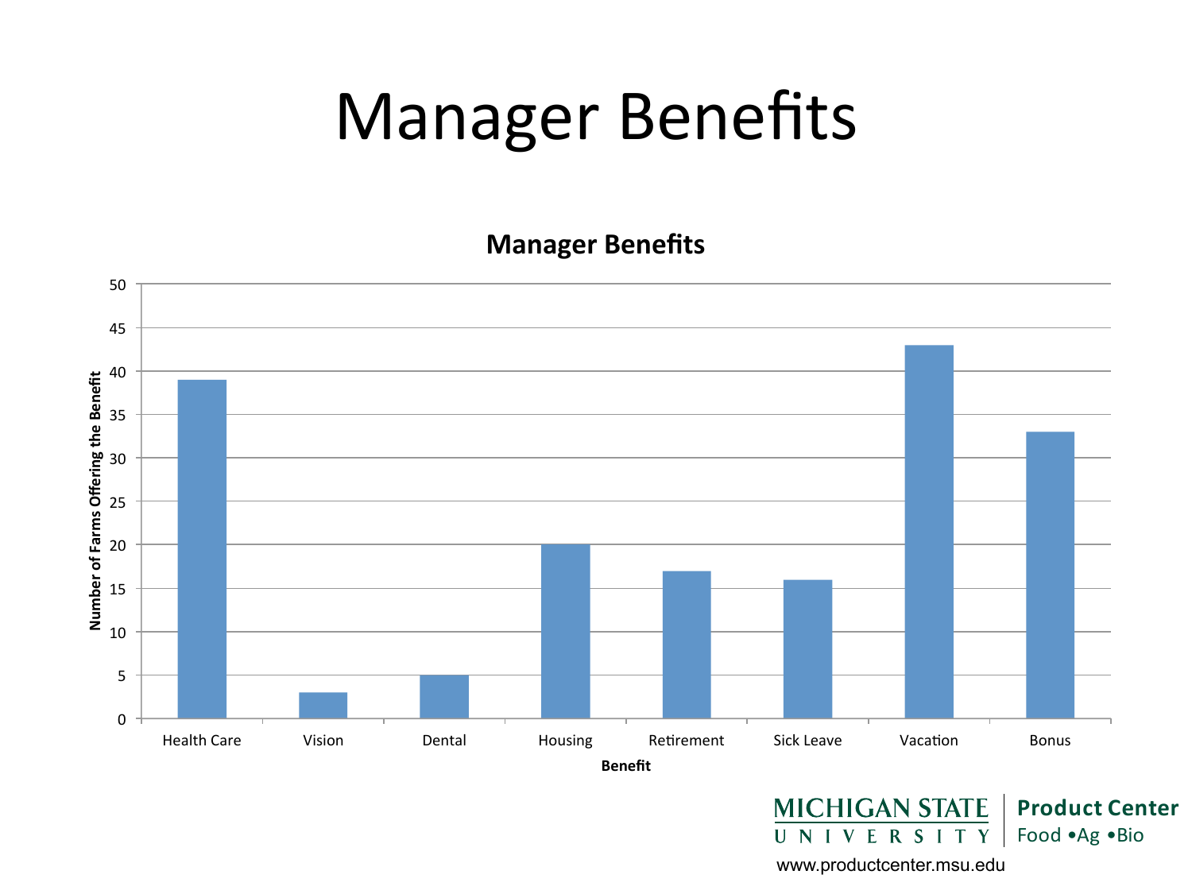# Manager Benefits

**Manager Benefits**

| Benefit | Number of Farms Offering the Benefit |
|---|---|
| Health Care | 39 |
| Vision | 3 |
| Dental | 5 |
| Housing | 20 |
| Retirement | 17 |
| Sick Leave | 16 |
| Vacation | 43 |
| Bonus | 33 |

MICHIGAN STATE UNIVERSITY | Product Center Food •Ag •Bio

www.productcenter.msu.edu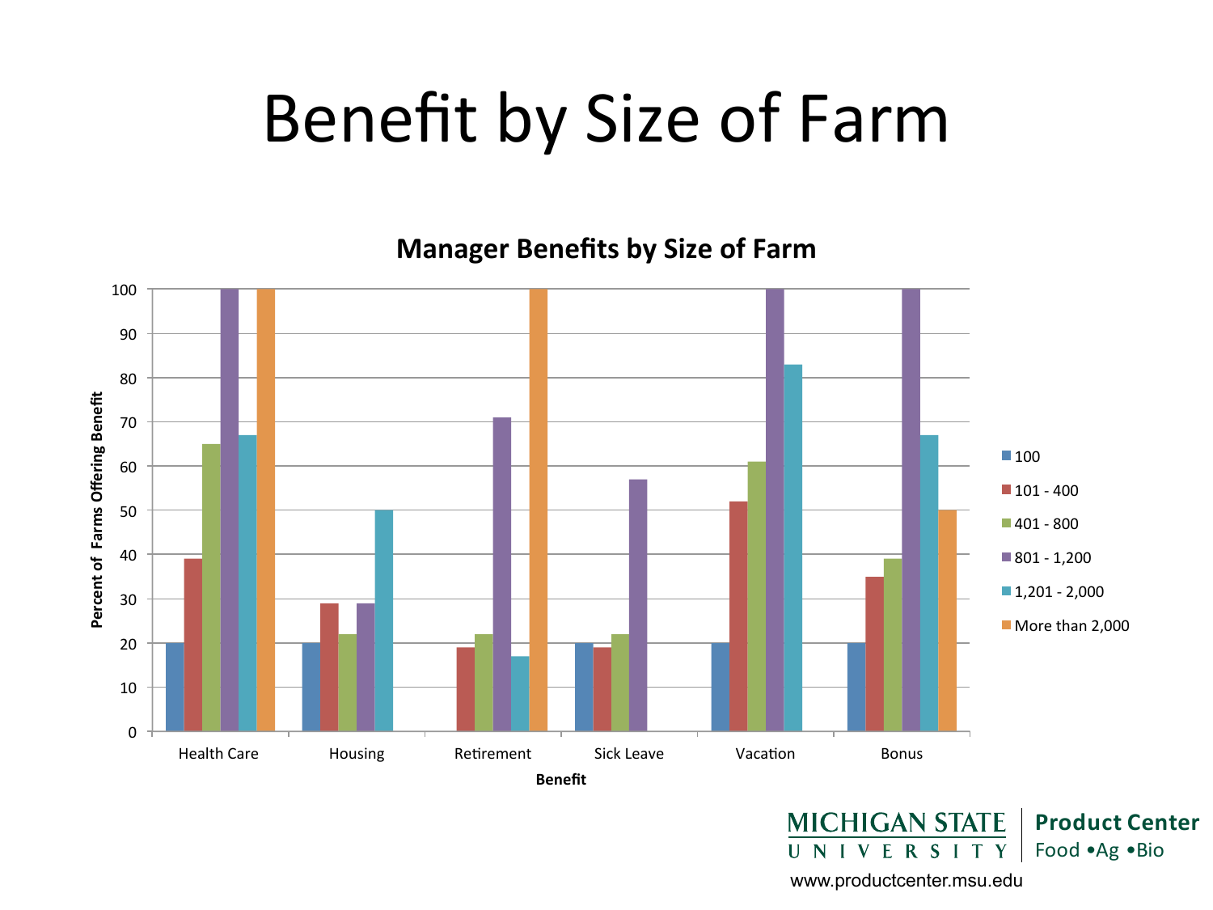# Benefit by Size of Farm

## Manager Benefits by Size of Farm

| Benefit | 100 | 101 - 400 | 401 - 800 | 801 - 1,200 | 1,201 - 2,000 | More than 2,000 |
|---|---|---|---|---|---|---|
| Health Care | 20 | 39 | 65 | 100 | 67 | 100 |
| Housing | 20 | 29 | 22 | 29 | 50 | |
| Retirement | | 19 | 22 | 71 | 17 | 100 |
| Sick Leave | 20 | 19 | 22 | 57 | | |
| Vacation | 20 | 52 | 61 | 100 | 83 | |
| Bonus | 20 | 35 | 39 | 100 | 67 | 50 |

Y-axis: Percent of Farms Offering Benefit
X-axis: Benefit

MICHIGAN STATE UNIVERSITY | Product Center Food •Ag •Bio

www.productcenter.msu.edu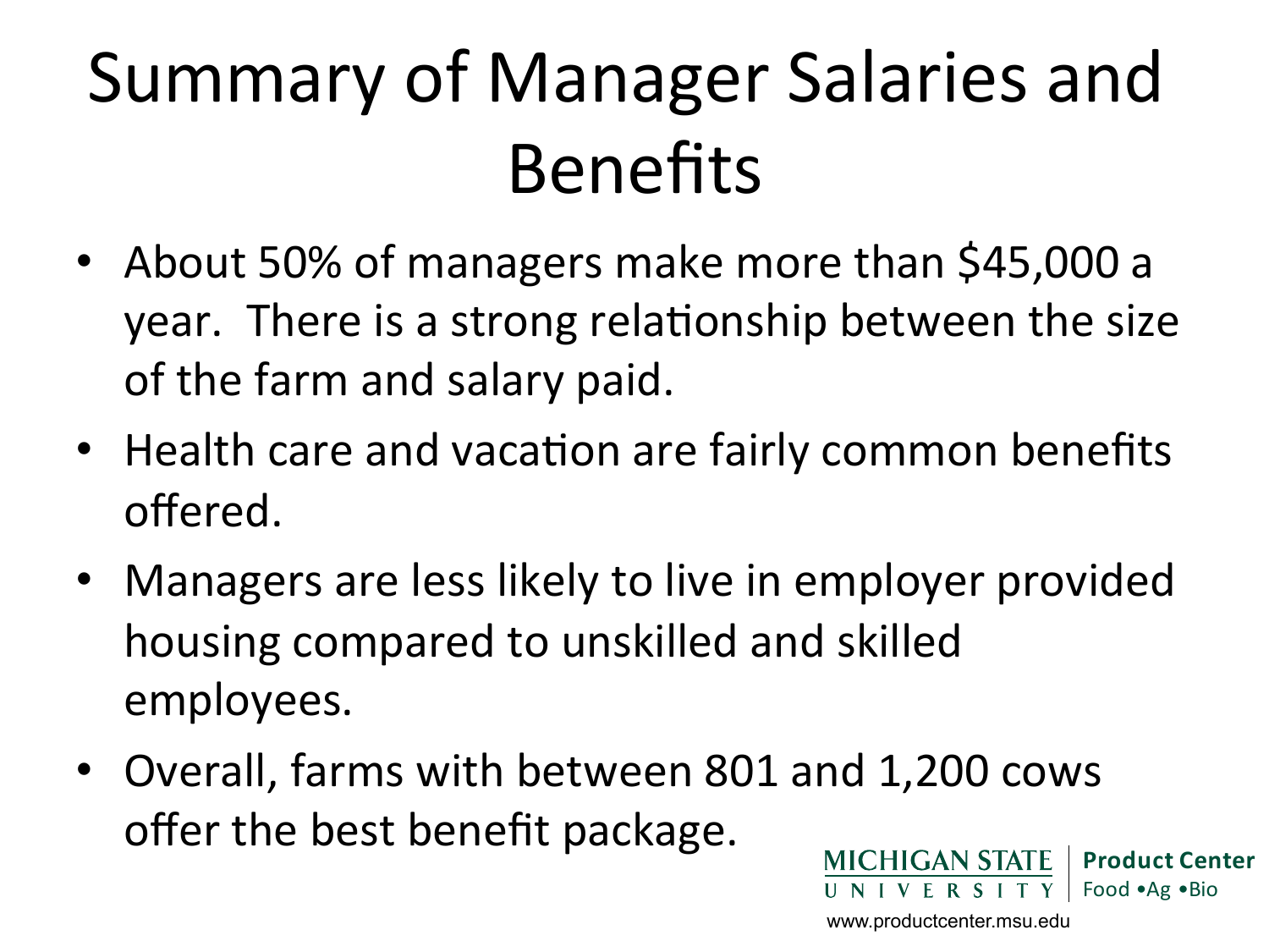# Summary of Manager Salaries and Benefits

- About 50% of managers make more than $45,000 a year. There is a strong relationship between the size of the farm and salary paid.
- Health care and vacation are fairly common benefits offered.
- Managers are less likely to live in employer provided housing compared to unskilled and skilled employees.
- Overall, farms with between 801 and 1,200 cows offer the best benefit package.

MICHIGAN STATE UNIVERSITY | Product Center Food •Ag •Bio

www.productcenter.msu.edu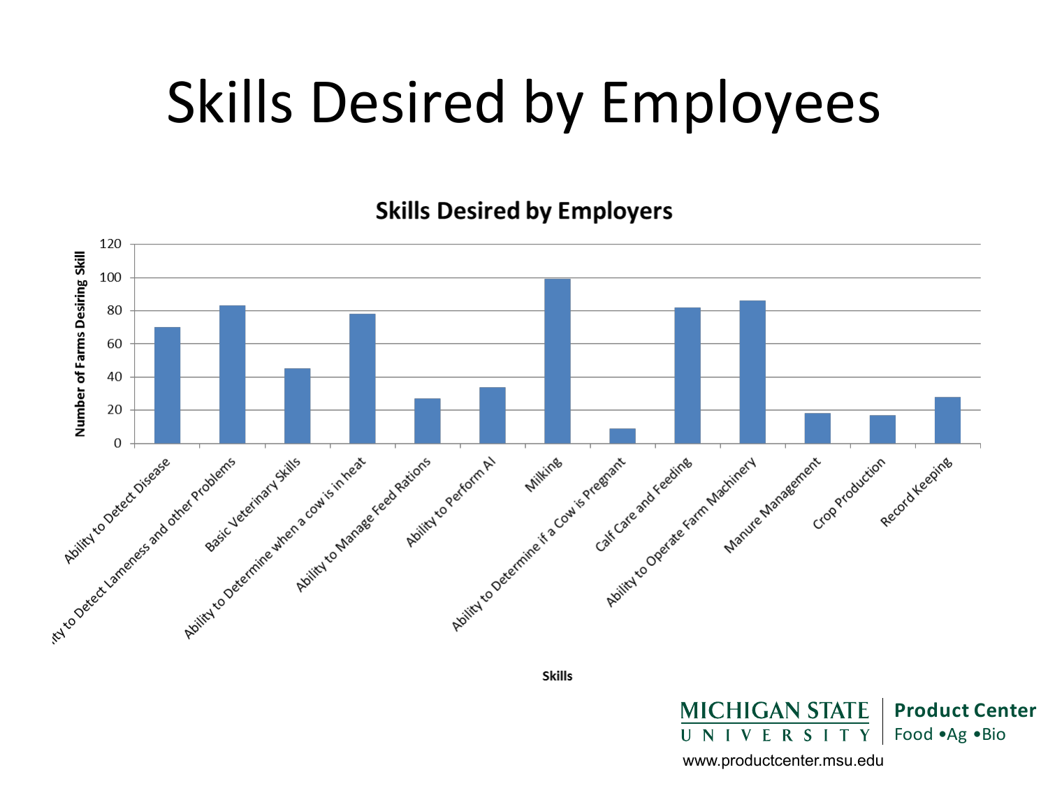# Skills Desired by Employees

**Skills Desired by Employers**

| Skills | Number of Farms Desiring Skill |
|---|---|
| Ability to Detect Disease | 70 |
| Ability to Detect Lameness and other Problems | 83 |
| Basic Veterinary Skills | 45 |
| Ability to Determine when a cow is in heat | 78 |
| Ability to Manage Feed Rations | 27 |
| Ability to Perform AI | 34 |
| Milking | 99 |
| Ability to Determine if a Cow is Pregnant | 9 |
| Calf Care and Feeding | 82 |
| Ability to Operate Farm Machinery | 86 |
| Manure Management | 18 |
| Crop Production | 17 |
| Record Keeping | 28 |

MICHIGAN STATE UNIVERSITY | Product Center Food •Ag •Bio

www.productcenter.msu.edu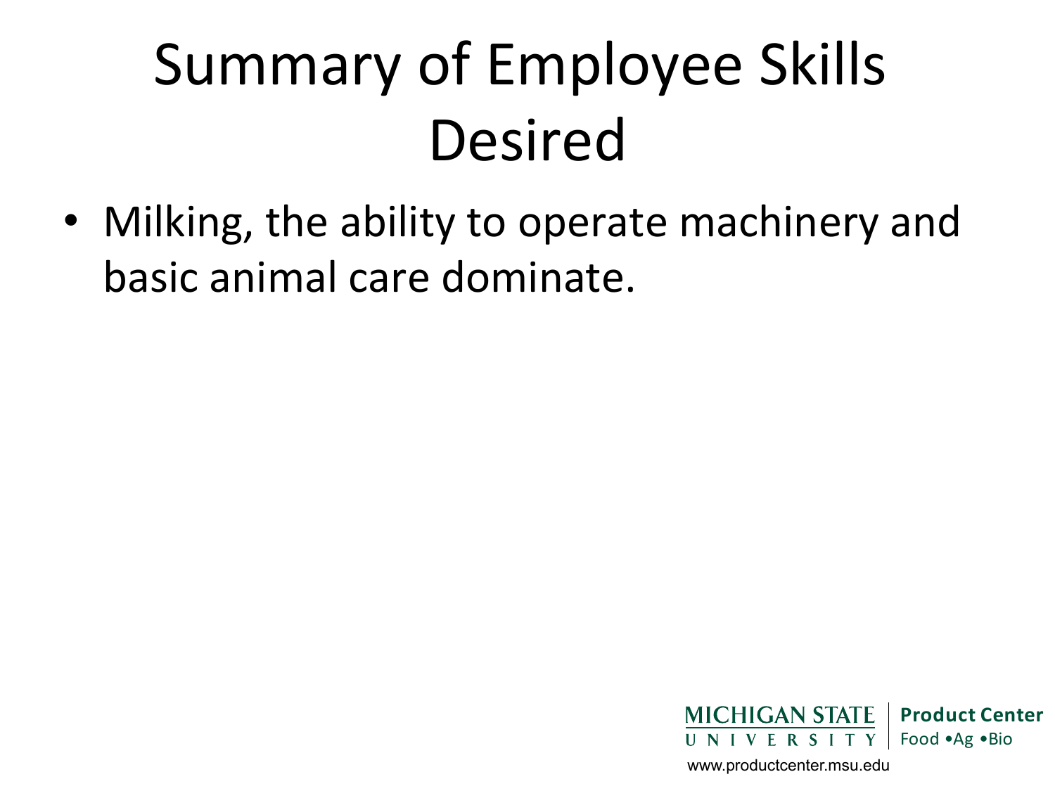# Summary of Employee Skills Desired

- Milking, the ability to operate machinery and basic animal care dominate.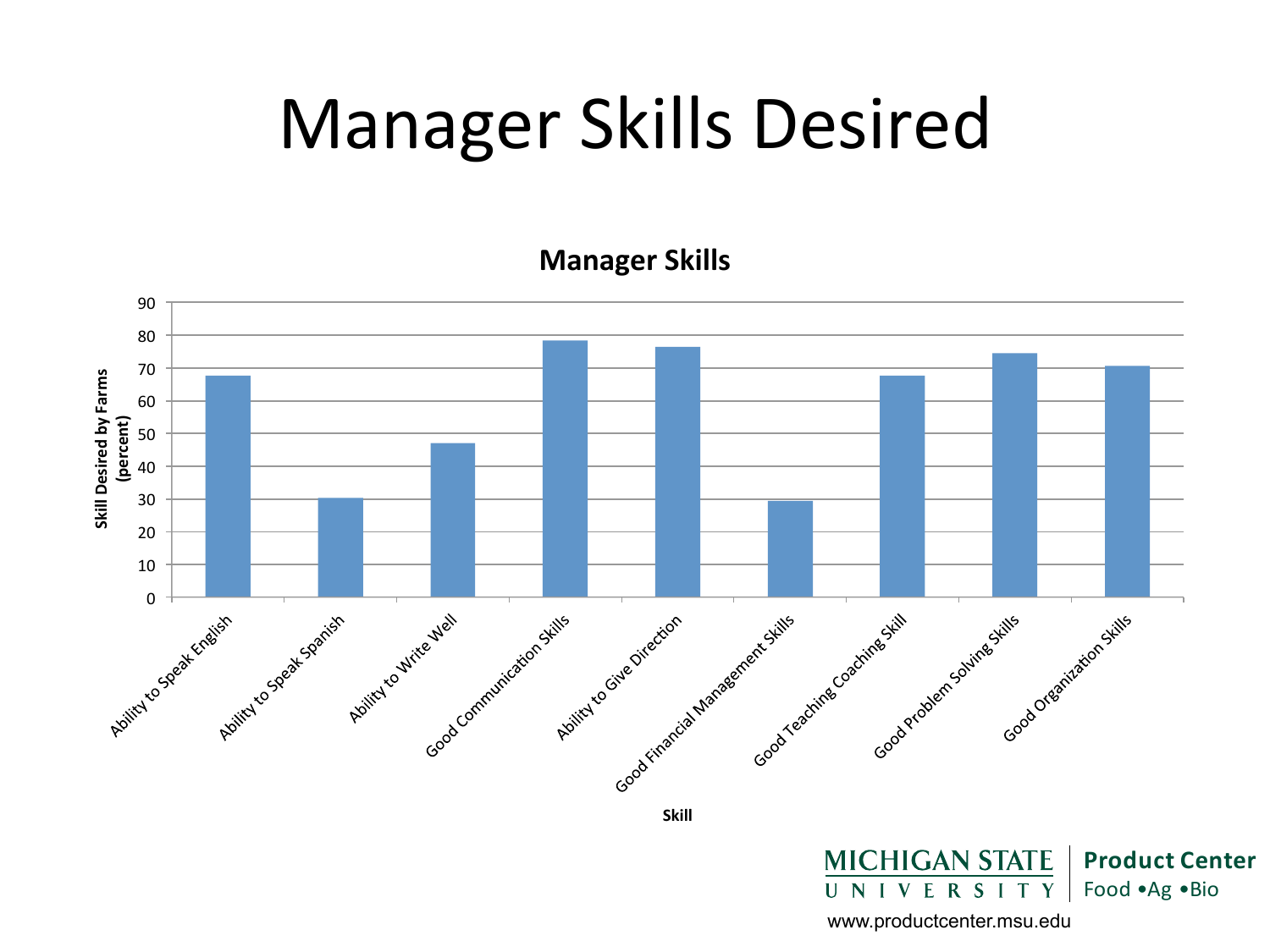# Manager Skills Desired

**Manager Skills**

Skill Desired by Farms (percent)

| Skill | Percent (approx.) |
|---|---|
| Ability to Speak English | 68 |
| Ability to Speak Spanish | 30 |
| Ability to Write Well | 47 |
| Good Communication Skills | 78 |
| Ability to Give Direction | 76 |
| Good Financial Management Skills | 29 |
| Good Teaching Coaching Skill | 68 |
| Good Problem Solving Skills | 74 |
| Good Organization Skills | 71 |

Skill

MICHIGAN STATE UNIVERSITY | Product Center Food •Ag •Bio

www.productcenter.msu.edu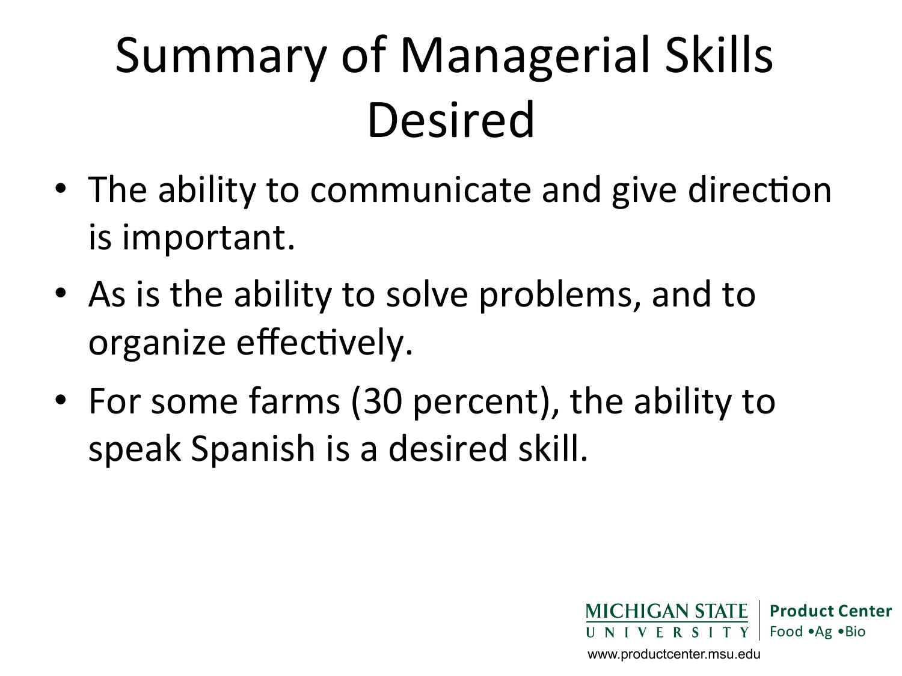# Summary of Managerial Skills Desired

- The ability to communicate and give direction is important.
- As is the ability to solve problems, and to organize effectively.
- For some farms (30 percent), the ability to speak Spanish is a desired skill.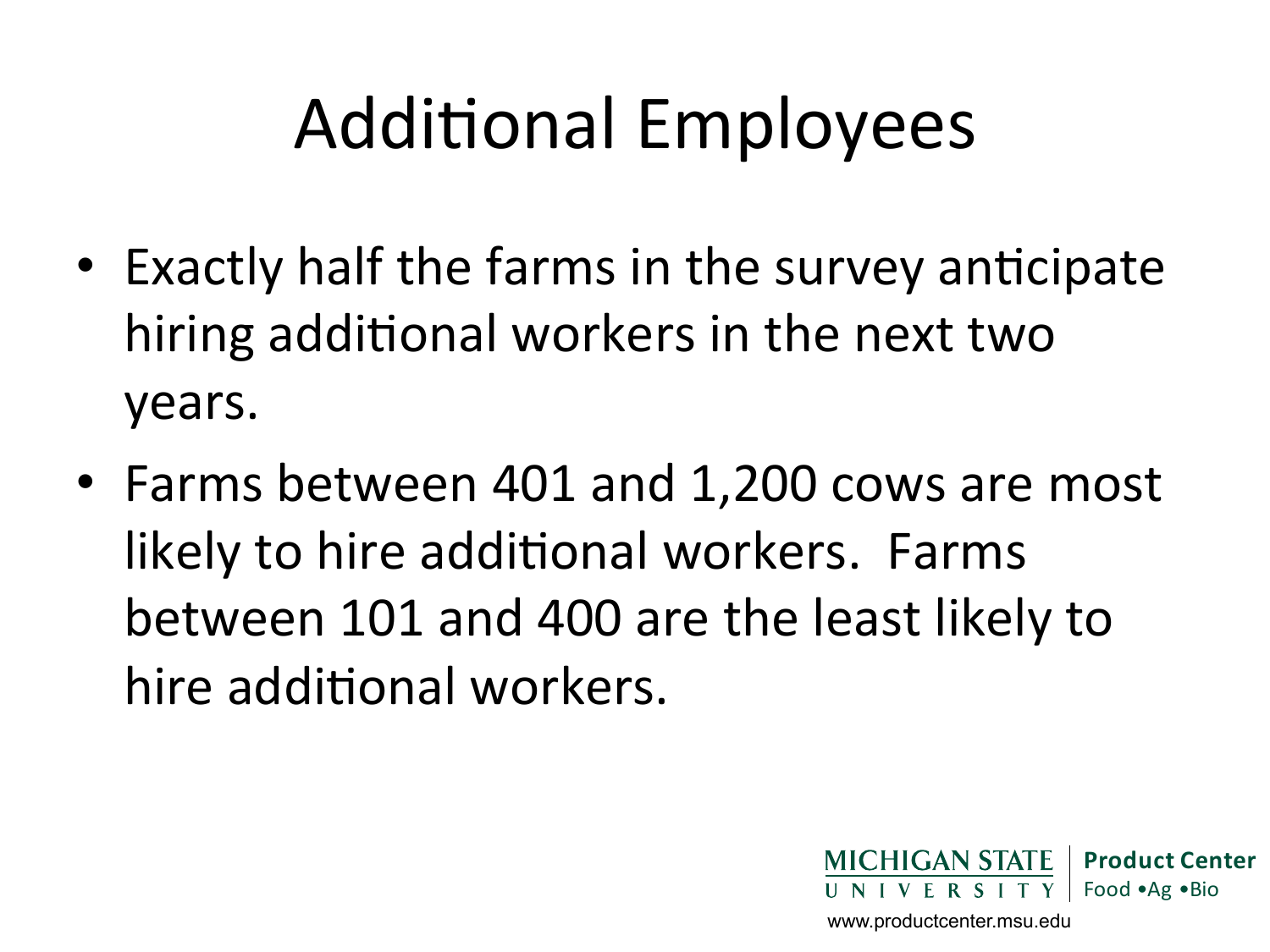# Additional Employees

- Exactly half the farms in the survey anticipate hiring additional workers in the next two years.
- Farms between 401 and 1,200 cows are most likely to hire additional workers. Farms between 101 and 400 are the least likely to hire additional workers.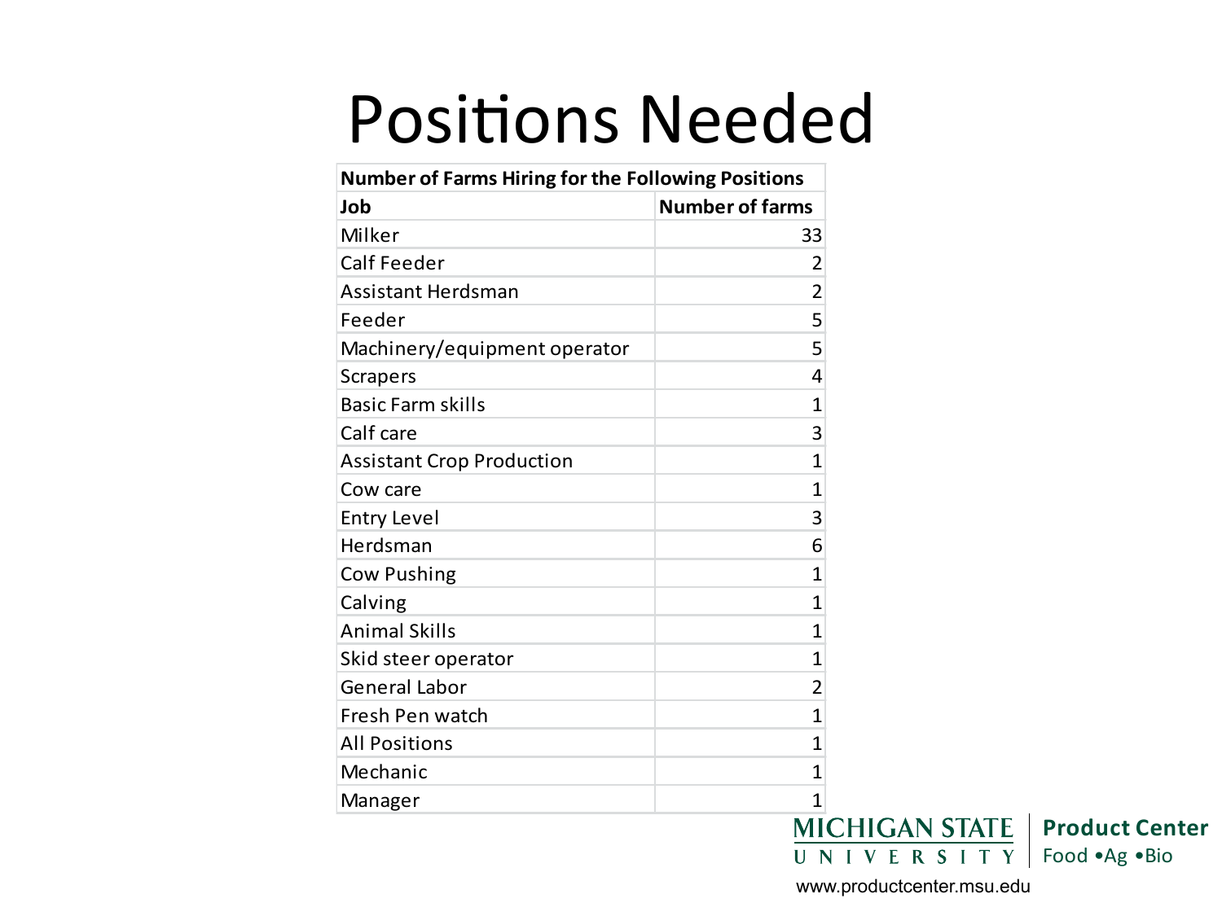# Positions Needed

| Number of Farms Hiring for the Following Positions | |
|---|---|
| **Job** | **Number of farms** |
| Milker | 33 |
| Calf Feeder | 2 |
| Assistant Herdsman | 2 |
| Feeder | 5 |
| Machinery/equipment operator | 5 |
| Scrapers | 4 |
| Basic Farm skills | 1 |
| Calf care | 3 |
| Assistant Crop Production | 1 |
| Cow care | 1 |
| Entry Level | 3 |
| Herdsman | 6 |
| Cow Pushing | 1 |
| Calving | 1 |
| Animal Skills | 1 |
| Skid steer operator | 1 |
| General Labor | 2 |
| Fresh Pen watch | 1 |
| All Positions | 1 |
| Mechanic | 1 |
| Manager | 1 |

MICHIGAN STATE UNIVERSITY | Product Center Food •Ag •Bio

www.productcenter.msu.edu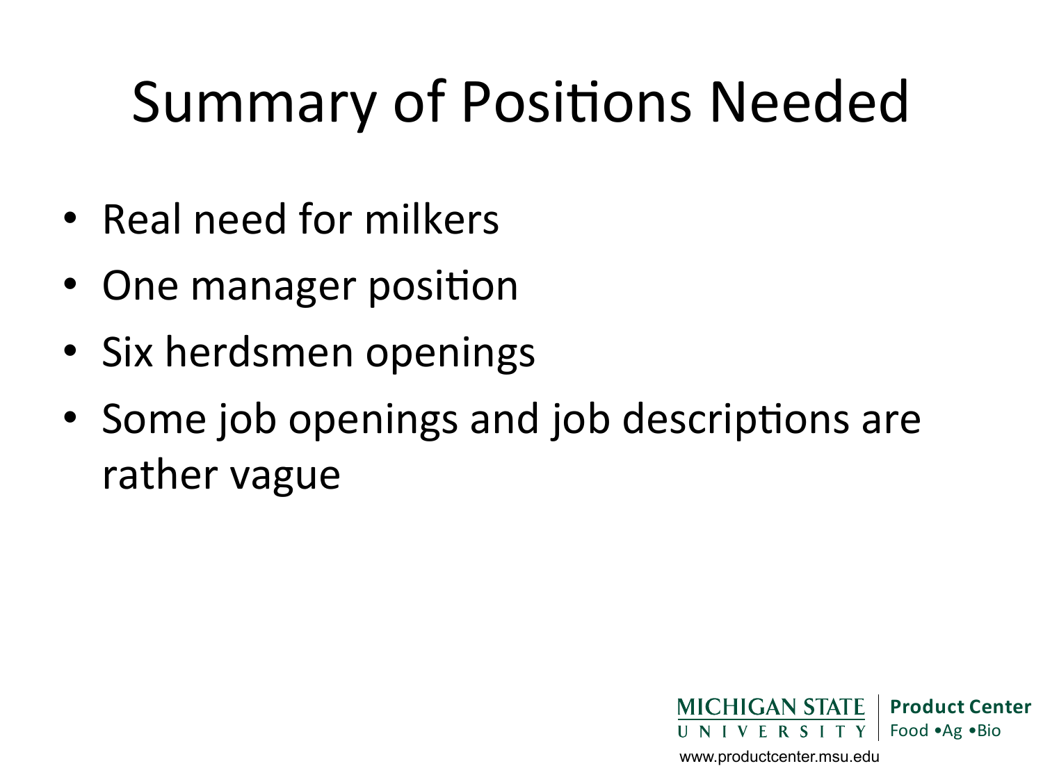# Summary of Positions Needed

- Real need for milkers
- One manager position
- Six herdsmen openings
- Some job openings and job descriptions are rather vague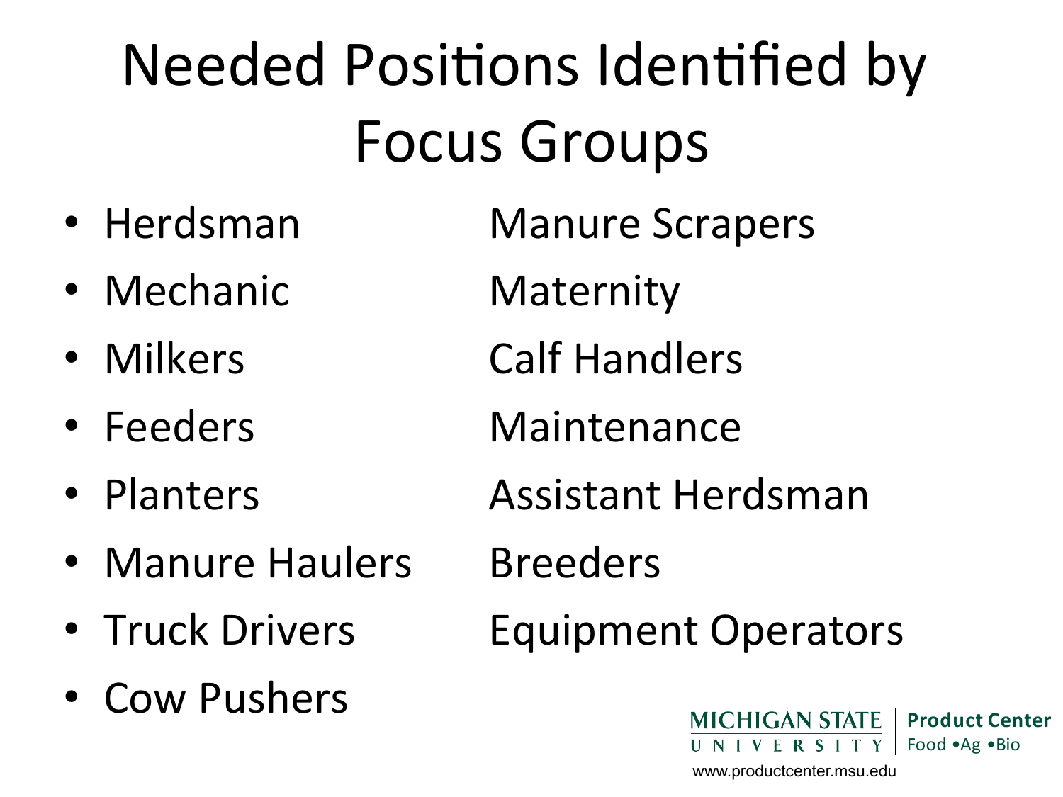# Needed Positions Identified by Focus Groups

- Herdsman
- Mechanic
- Milkers
- Feeders
- Planters
- Manure Haulers
- Truck Drivers
- Cow Pushers
- Manure Scrapers
- Maternity
- Calf Handlers
- Maintenance
- Assistant Herdsman
- Breeders
- Equipment Operators

MICHIGAN STATE UNIVERSITY | Product Center Food •Ag •Bio

www.productcenter.msu.edu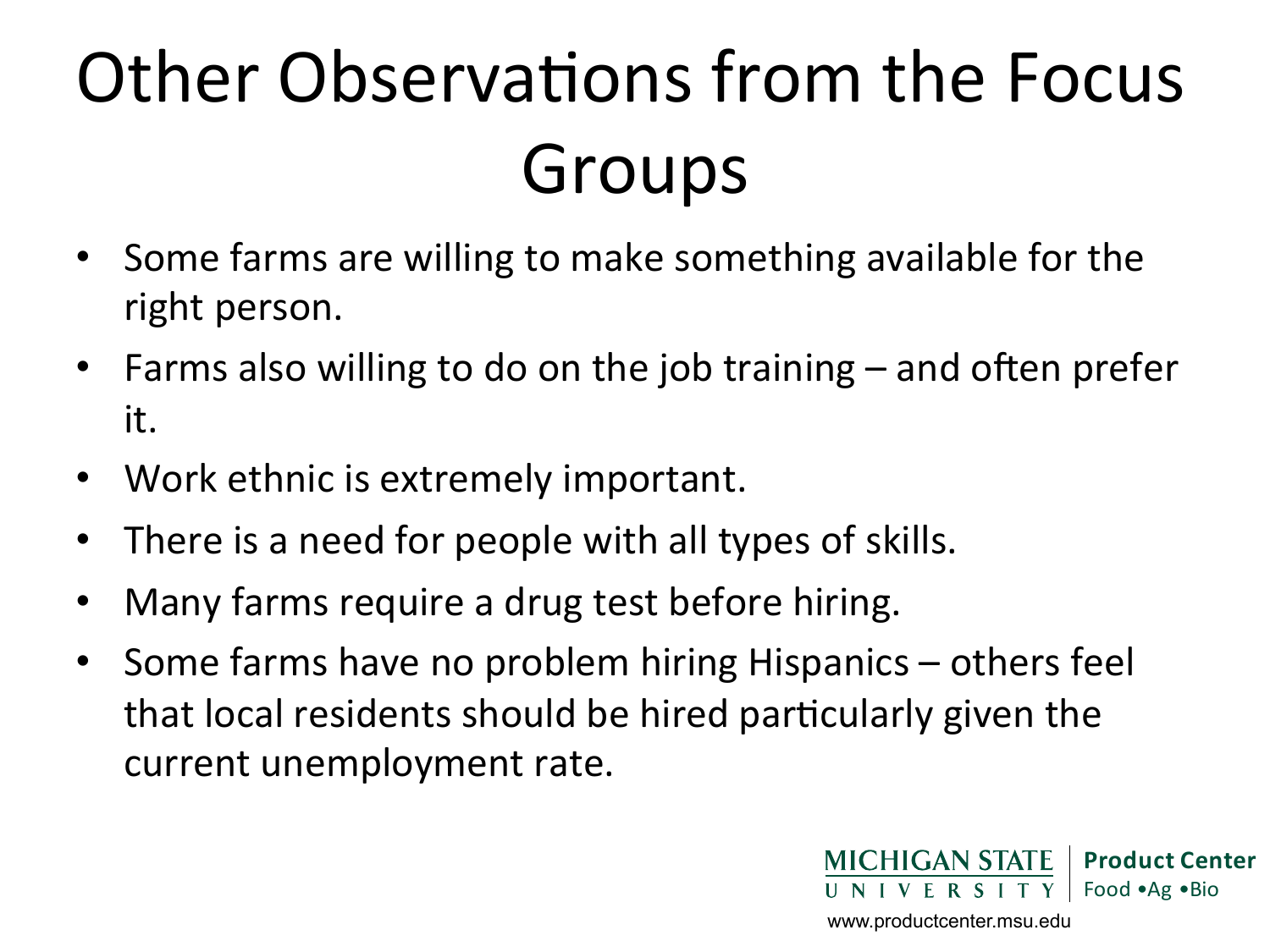# Other Observations from the Focus Groups

- Some farms are willing to make something available for the right person.
- Farms also willing to do on the job training – and often prefer it.
- Work ethnic is extremely important.
- There is a need for people with all types of skills.
- Many farms require a drug test before hiring.
- Some farms have no problem hiring Hispanics – others feel that local residents should be hired particularly given the current unemployment rate.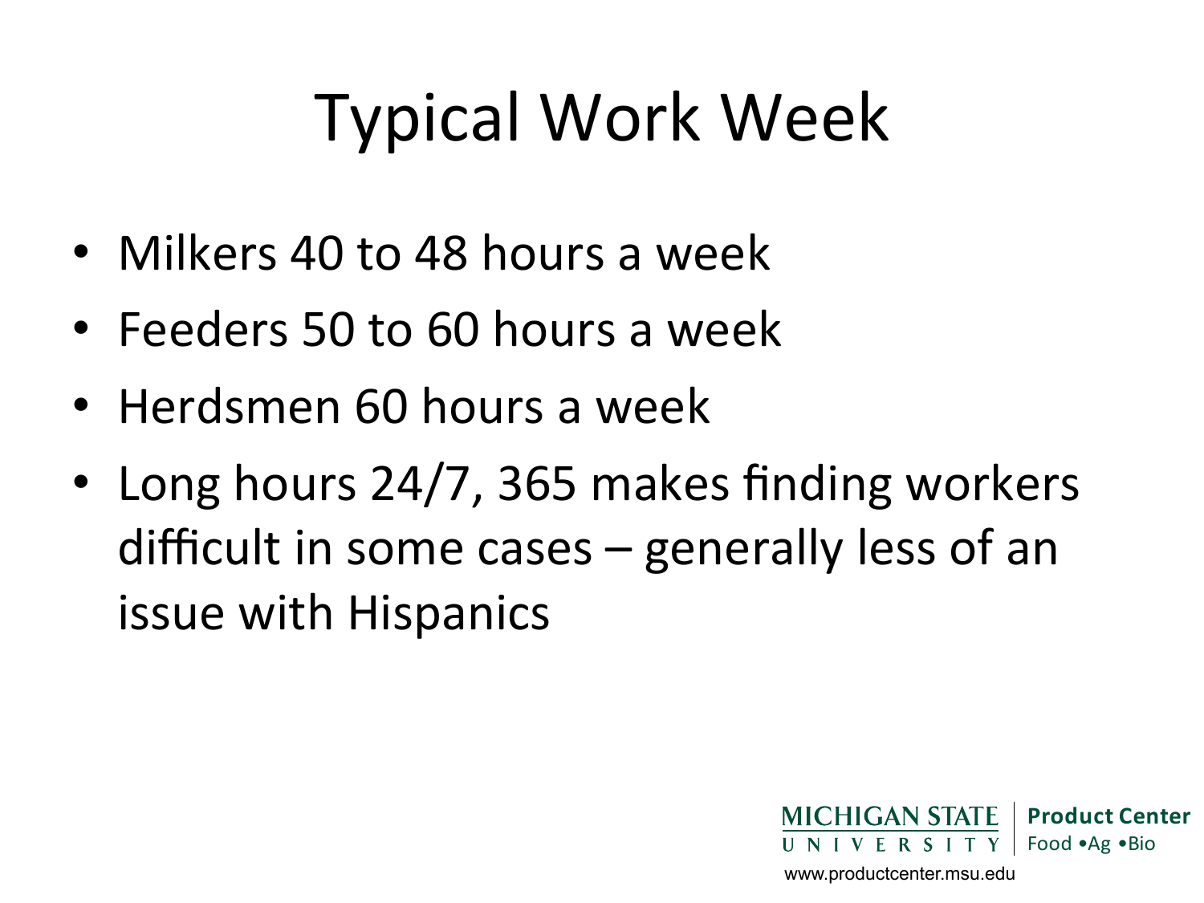# Typical Work Week

- Milkers 40 to 48 hours a week
- Feeders 50 to 60 hours a week
- Herdsmen 60 hours a week
- Long hours 24/7, 365 makes finding workers difficult in some cases – generally less of an issue with Hispanics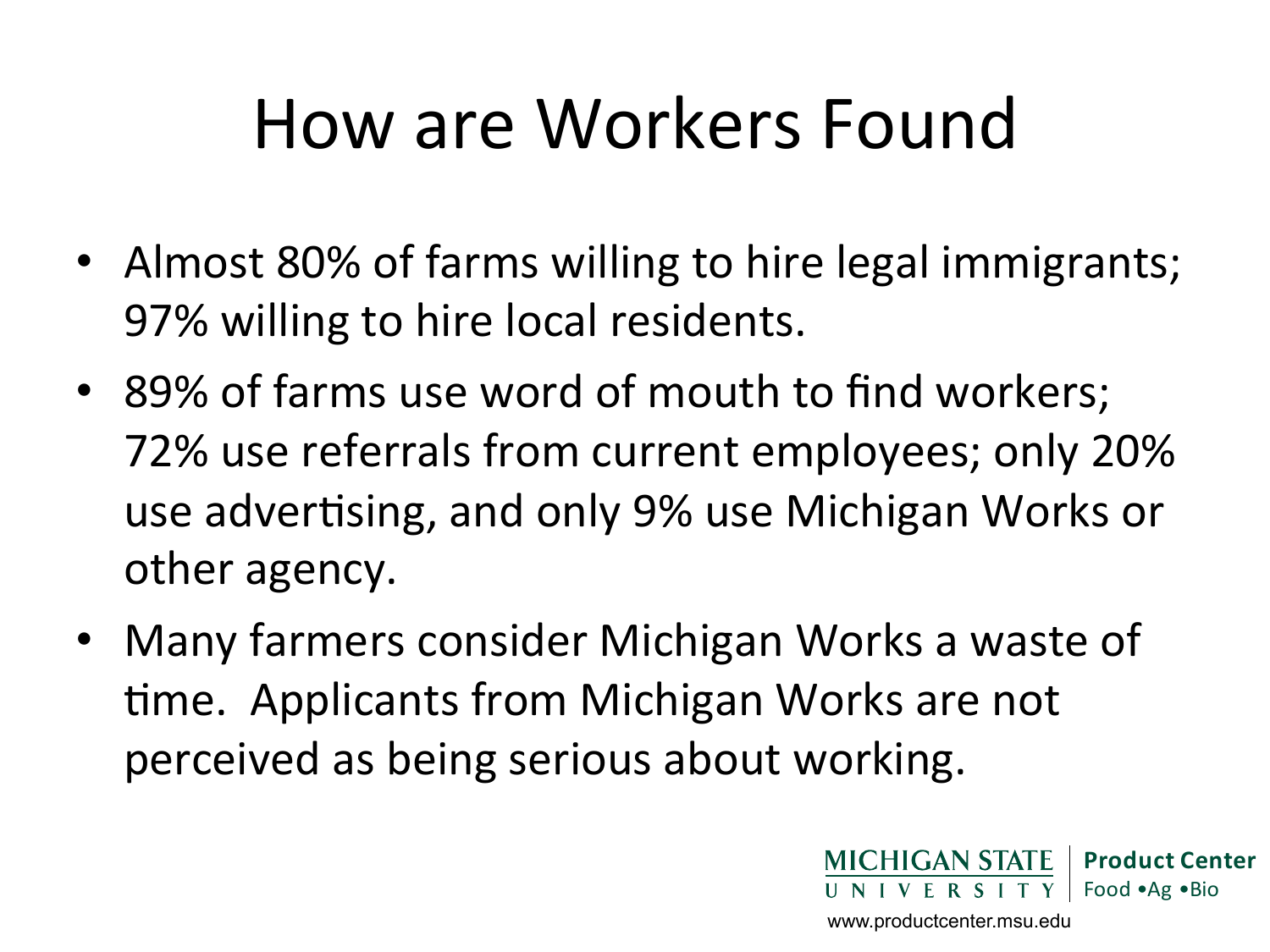# How are Workers Found

- Almost 80% of farms willing to hire legal immigrants; 97% willing to hire local residents.
- 89% of farms use word of mouth to find workers; 72% use referrals from current employees; only 20% use advertising, and only 9% use Michigan Works or other agency.
- Many farmers consider Michigan Works a waste of time. Applicants from Michigan Works are not perceived as being serious about working.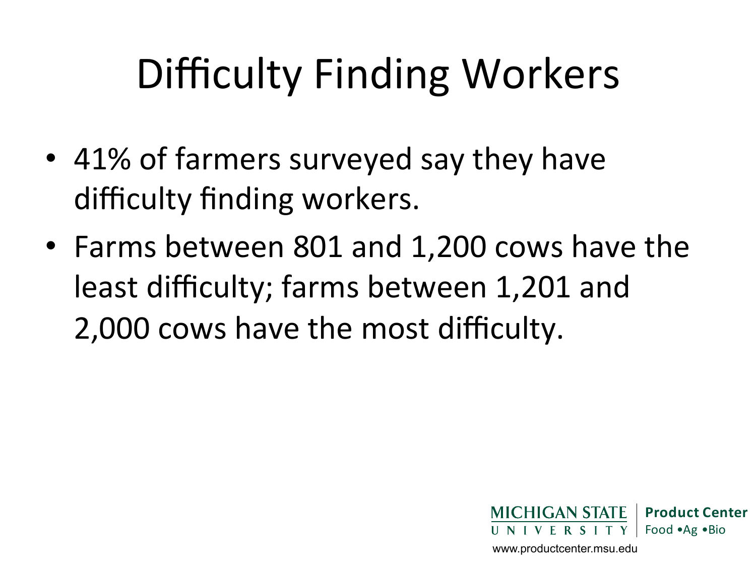# Difficulty Finding Workers

- 41% of farmers surveyed say they have difficulty finding workers.
- Farms between 801 and 1,200 cows have the least difficulty; farms between 1,201 and 2,000 cows have the most difficulty.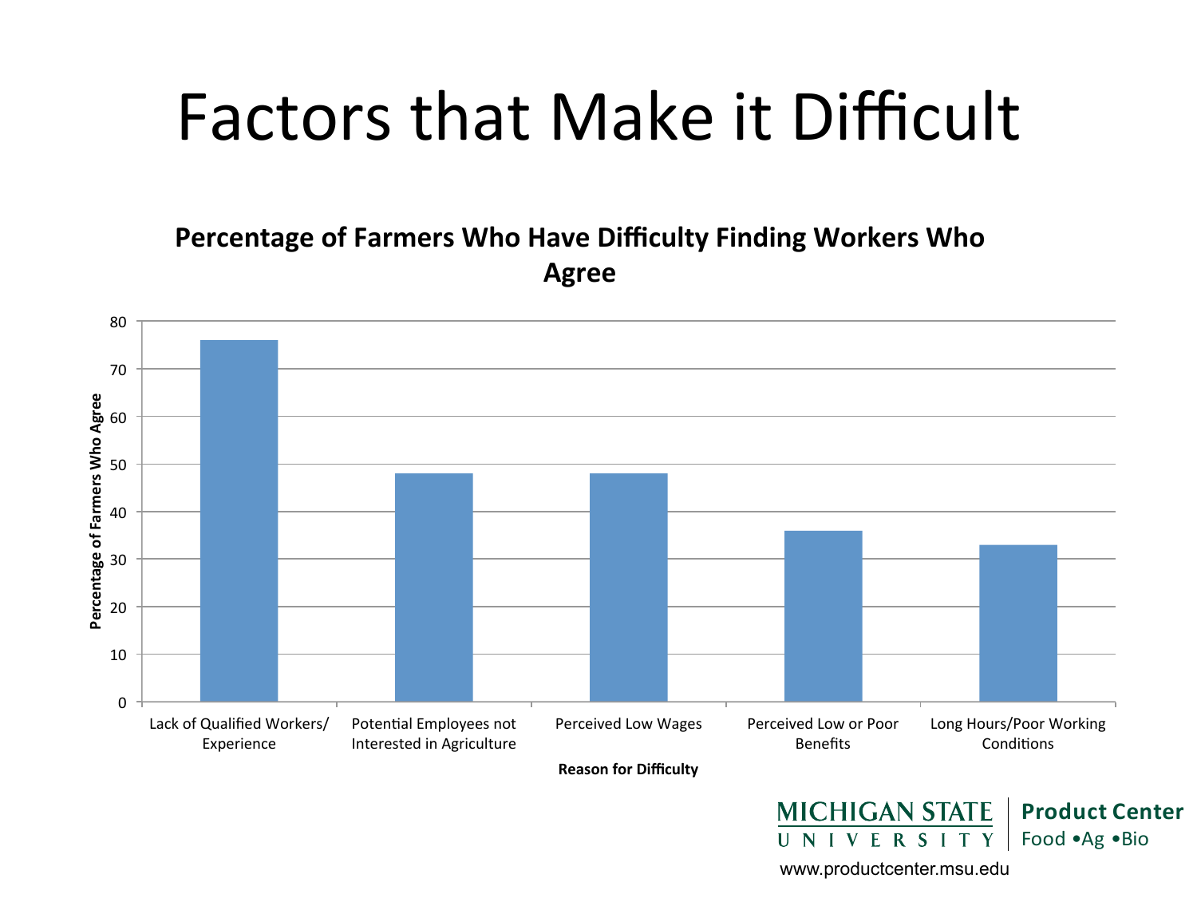# Factors that Make it Difficult

**Percentage of Farmers Who Have Difficulty Finding Workers Who Agree**

| Reason for Difficulty | Percentage of Farmers Who Agree |
|---|---|
| Lack of Qualified Workers/ Experience | 76 |
| Potential Employees not Interested in Agriculture | 48 |
| Perceived Low Wages | 48 |
| Perceived Low or Poor Benefits | 36 |
| Long Hours/Poor Working Conditions | 33 |

MICHIGAN STATE UNIVERSITY | Product Center Food •Ag •Bio

www.productcenter.msu.edu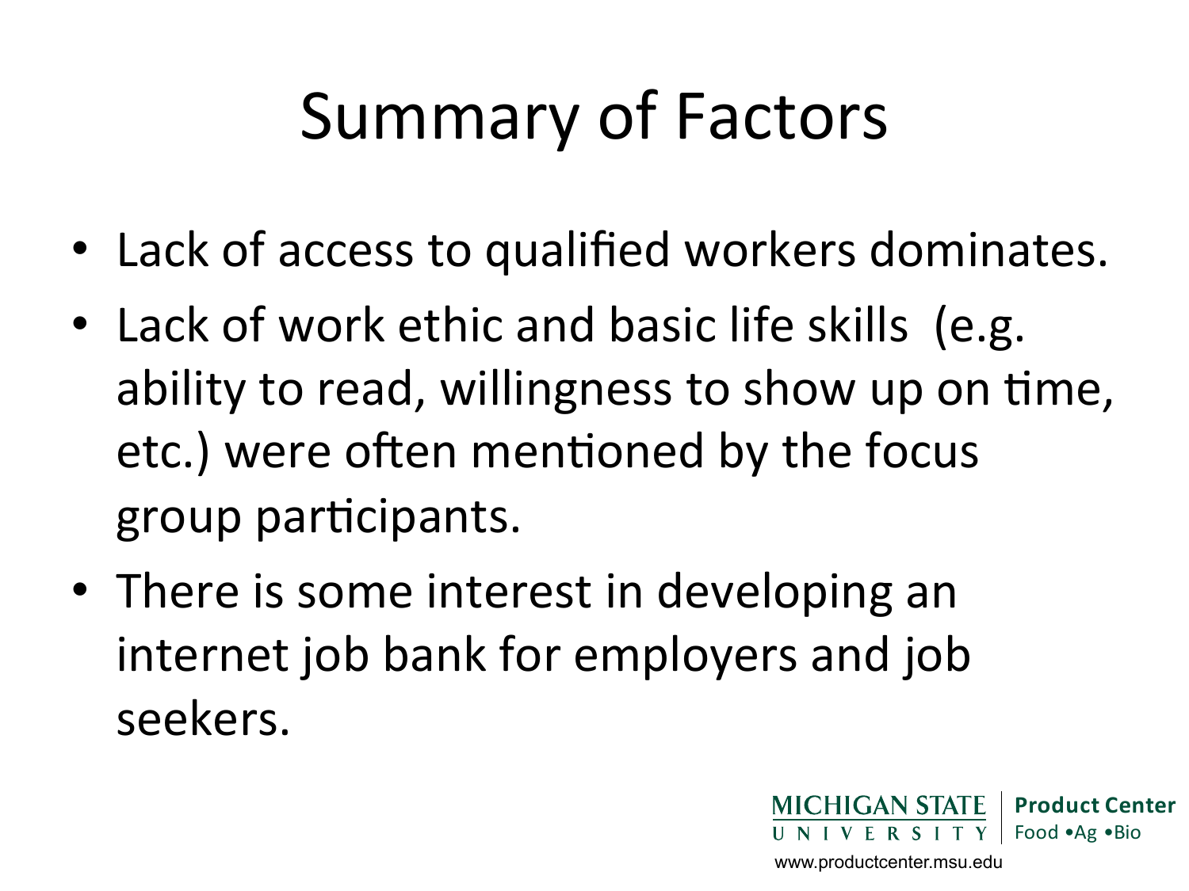# Summary of Factors

- Lack of access to qualified workers dominates.
- Lack of work ethic and basic life skills (e.g. ability to read, willingness to show up on time, etc.) were often mentioned by the focus group participants.
- There is some interest in developing an internet job bank for employers and job seekers.

MICHIGAN STATE UNIVERSITY | Product Center Food •Ag •Bio

www.productcenter.msu.edu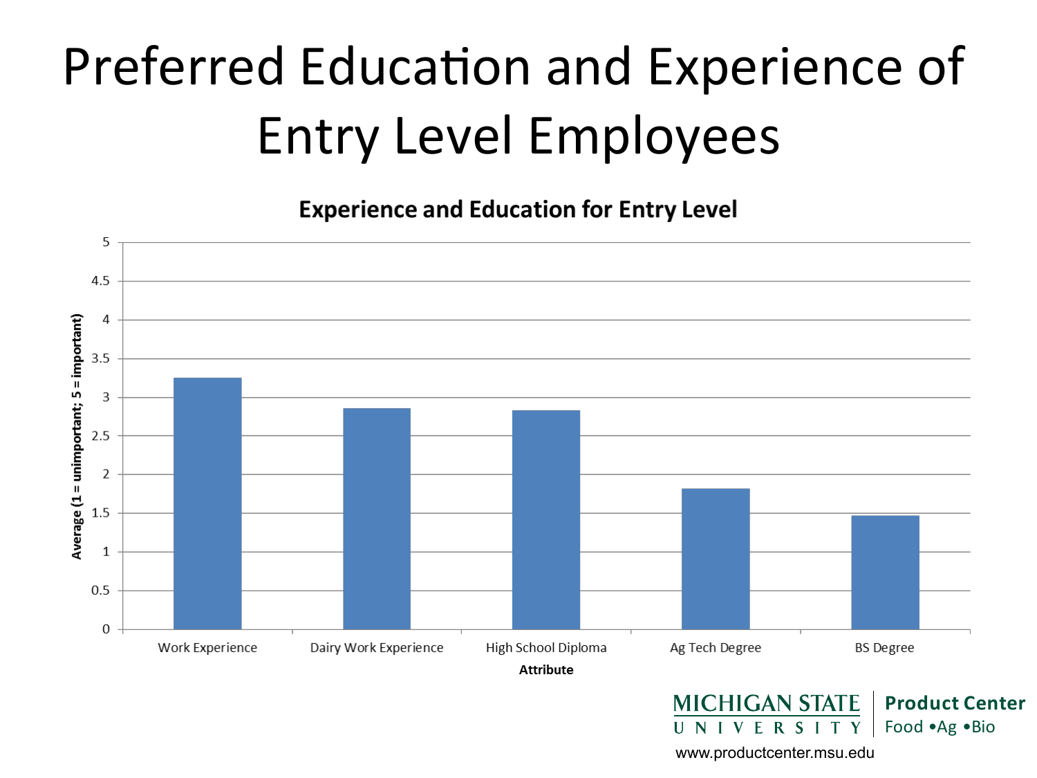# Preferred Education and Experience of Entry Level Employees

**Experience and Education for Entry Level**

Average (1 = unimportant; 5 = important)

| Attribute | Average |
|---|---|
| Work Experience | 3.25 |
| Dairy Work Experience | 2.85 |
| High School Diploma | 2.83 |
| Ag Tech Degree | 1.81 |
| BS Degree | 1.46 |

MICHIGAN STATE UNIVERSITY | Product Center Food •Ag •Bio

www.productcenter.msu.edu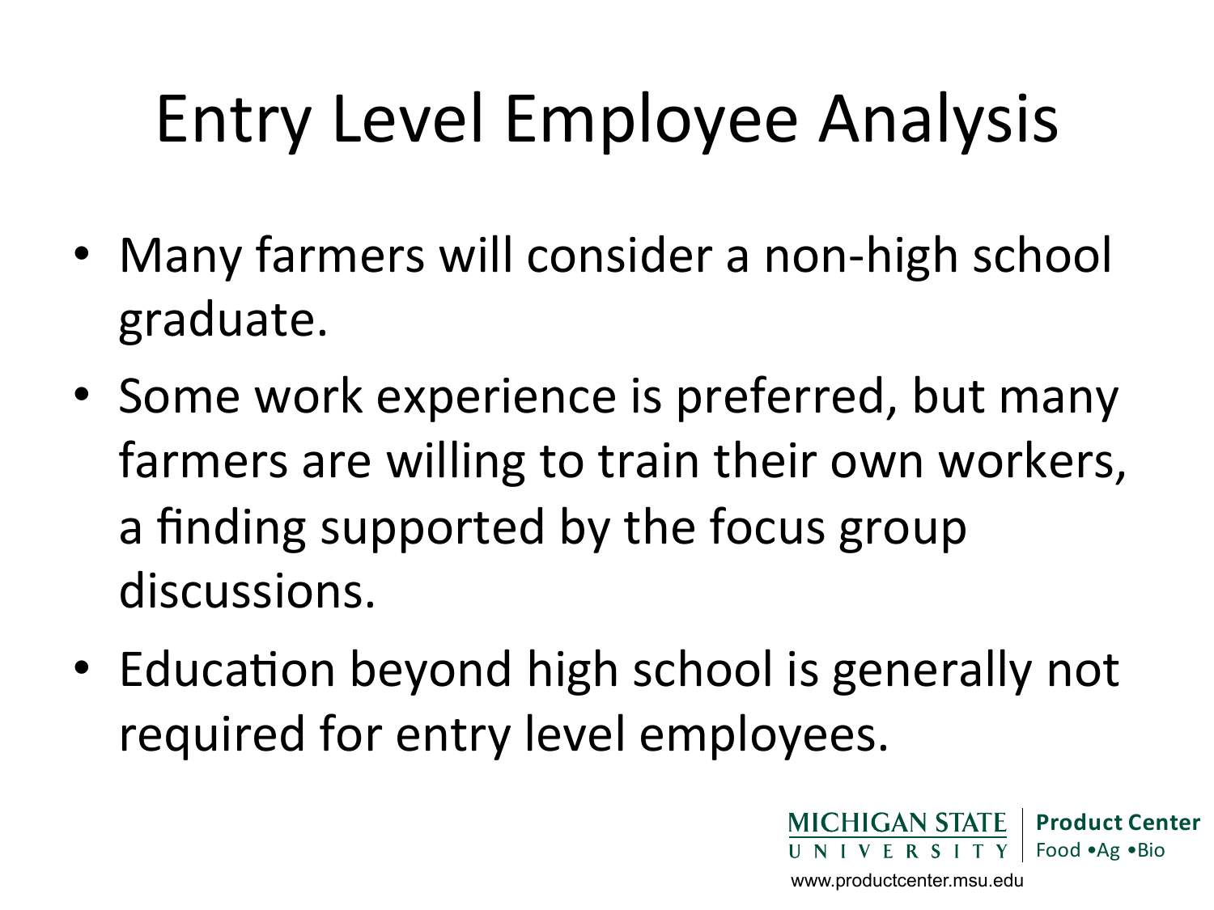# Entry Level Employee Analysis

- Many farmers will consider a non-high school graduate.
- Some work experience is preferred, but many farmers are willing to train their own workers, a finding supported by the focus group discussions.
- Education beyond high school is generally not required for entry level employees.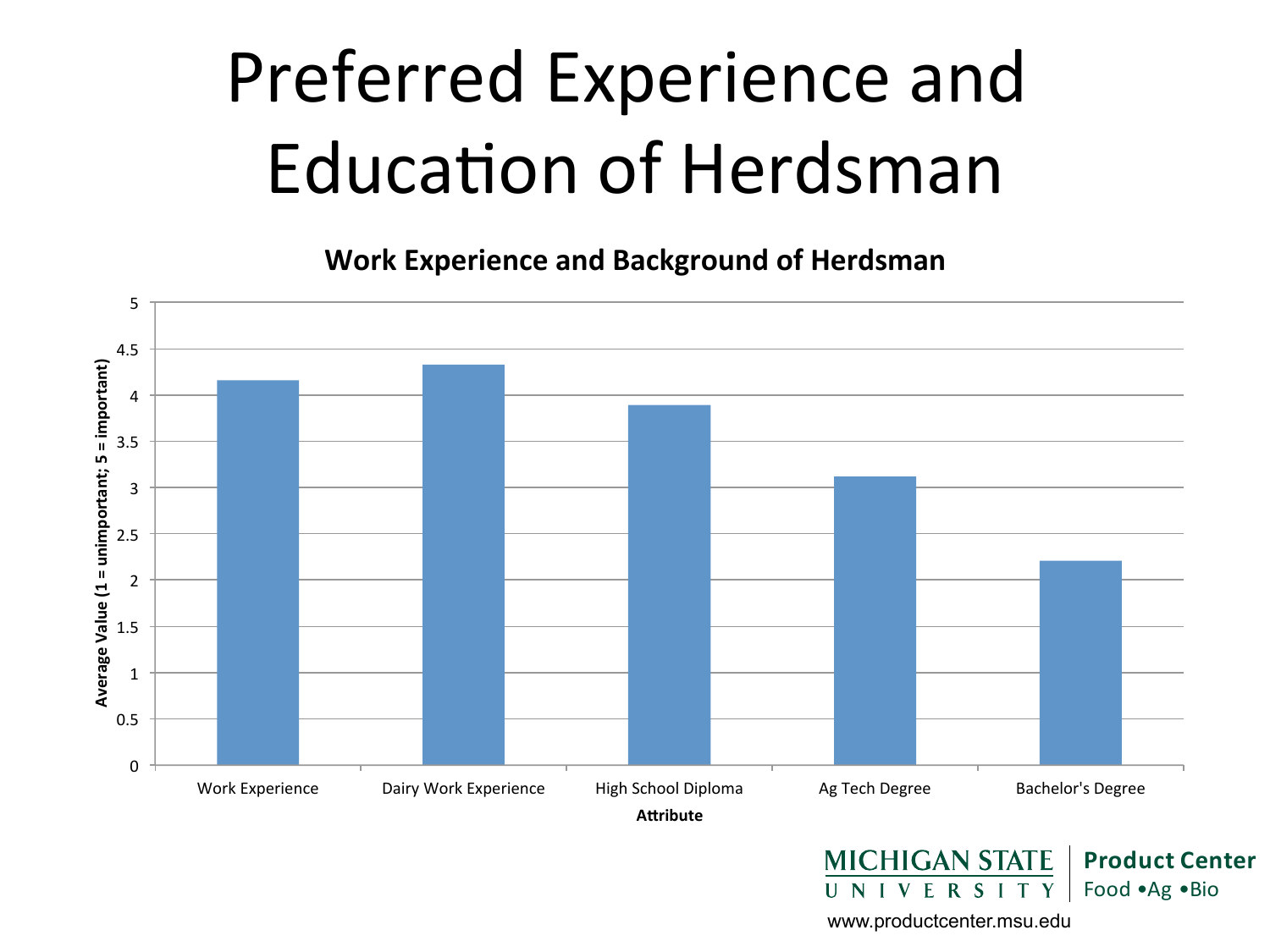# Preferred Experience and Education of Herdsman

**Work Experience and Background of Herdsman**

| Attribute | Average Value (1 = unimportant; 5 = important) |
| --- | --- |
| Work Experience | 4.16 |
| Dairy Work Experience | 4.33 |
| High School Diploma | 3.89 |
| Ag Tech Degree | 3.12 |
| Bachelor's Degree | 2.21 |

MICHIGAN STATE UNIVERSITY | Product Center Food •Ag •Bio

www.productcenter.msu.edu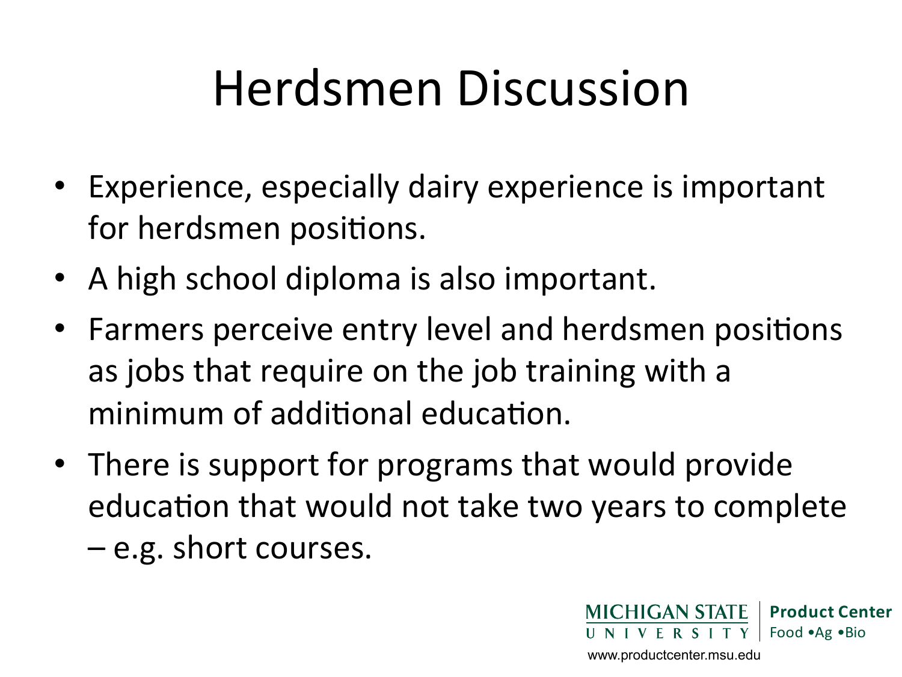# Herdsmen Discussion

- Experience, especially dairy experience is important for herdsmen positions.
- A high school diploma is also important.
- Farmers perceive entry level and herdsmen positions as jobs that require on the job training with a minimum of additional education.
- There is support for programs that would provide education that would not take two years to complete – e.g. short courses.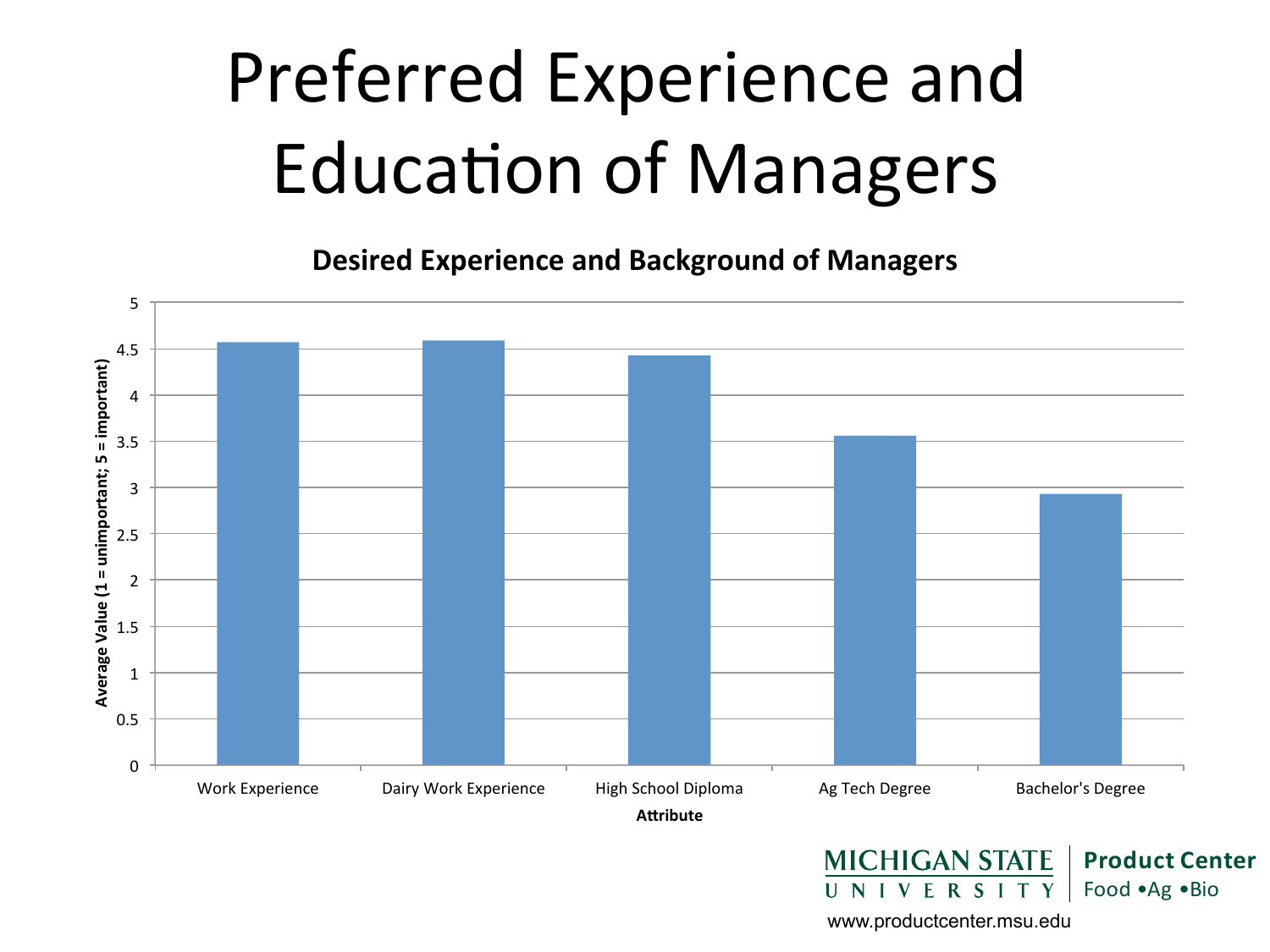# Preferred Experience and Education of Managers

**Desired Experience and Background of Managers**

| Attribute | Average Value (1 = unimportant; 5 = important) |
|---|---|
| Work Experience | 4.57 |
| Dairy Work Experience | 4.59 |
| High School Diploma | 4.43 |
| Ag Tech Degree | 3.56 |
| Bachelor's Degree | 2.93 |

MICHIGAN STATE UNIVERSITY | Product Center Food •Ag •Bio

www.productcenter.msu.edu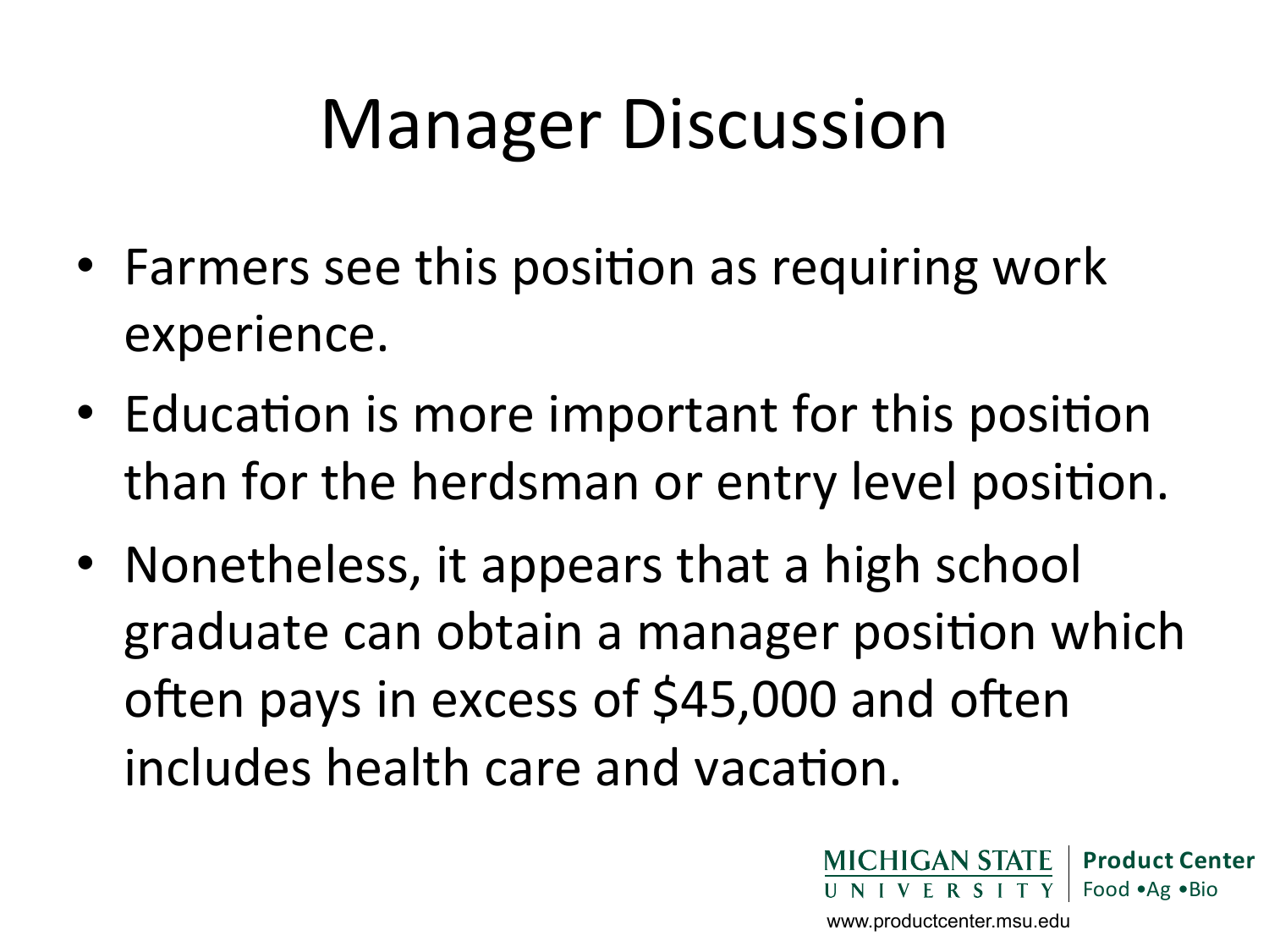# Manager Discussion

- Farmers see this position as requiring work experience.
- Education is more important for this position than for the herdsman or entry level position.
- Nonetheless, it appears that a high school graduate can obtain a manager position which often pays in excess of $45,000 and often includes health care and vacation.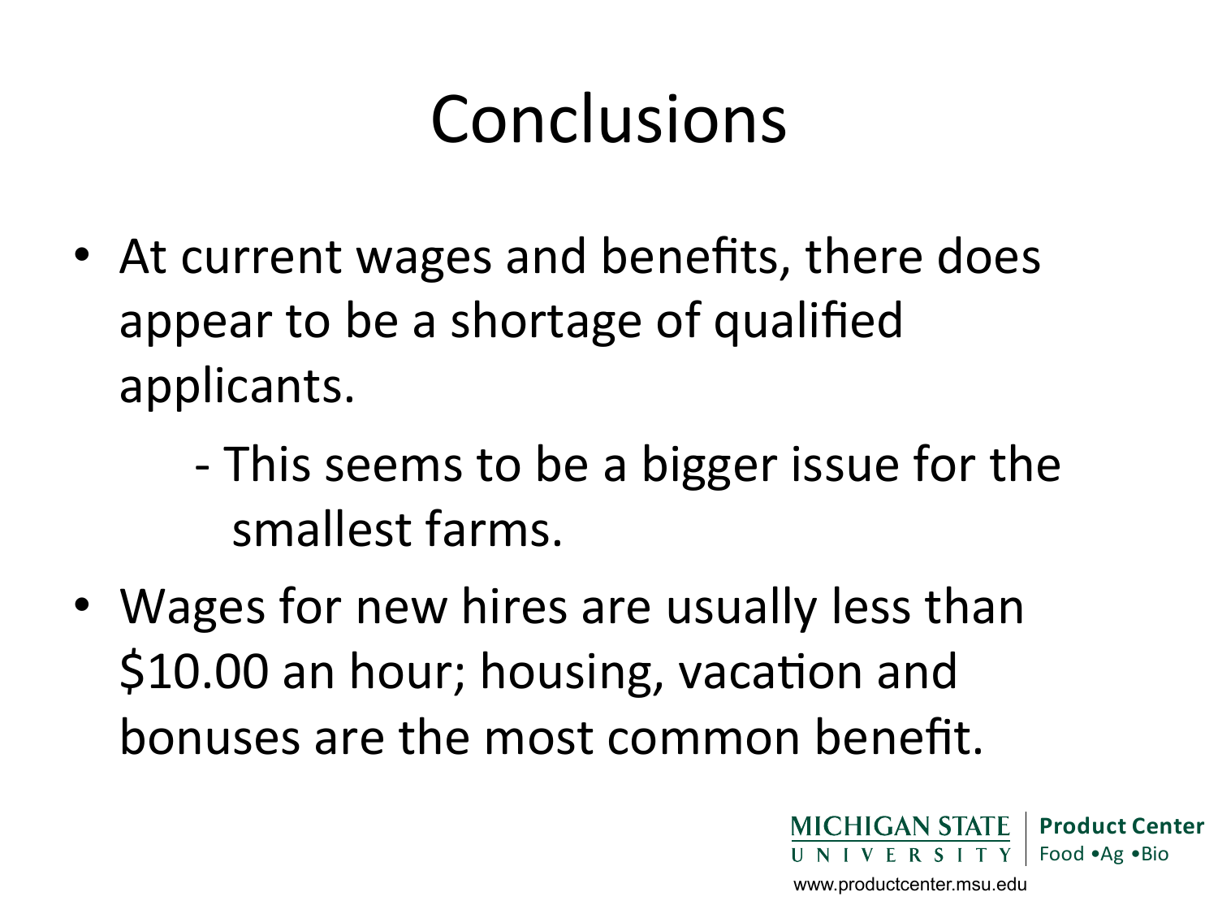# Conclusions

- At current wages and benefits, there does appear to be a shortage of qualified applicants.
  - This seems to be a bigger issue for the smallest farms.
- Wages for new hires are usually less than $10.00 an hour; housing, vacation and bonuses are the most common benefit.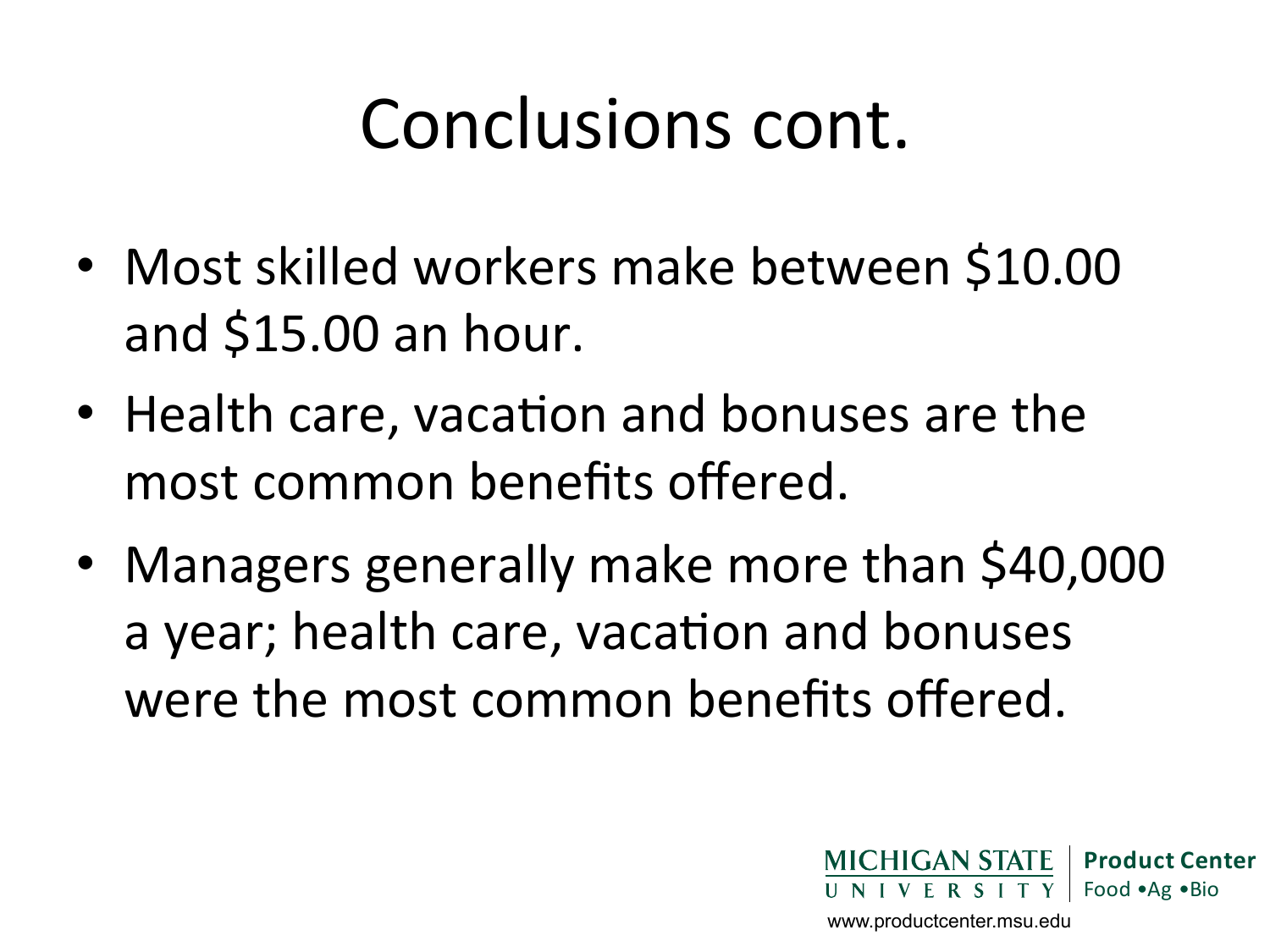# Conclusions cont.

- Most skilled workers make between $10.00 and $15.00 an hour.
- Health care, vacation and bonuses are the most common benefits offered.
- Managers generally make more than $40,000 a year; health care, vacation and bonuses were the most common benefits offered.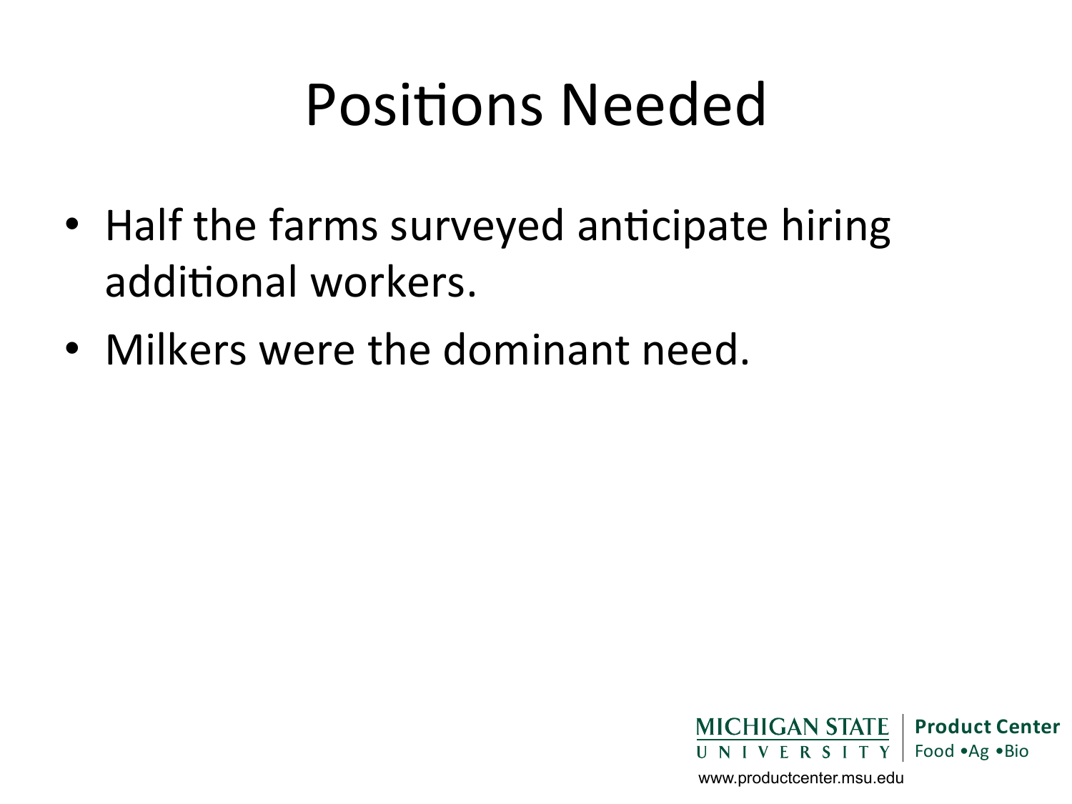# Positions Needed

- Half the farms surveyed anticipate hiring additional workers.
- Milkers were the dominant need.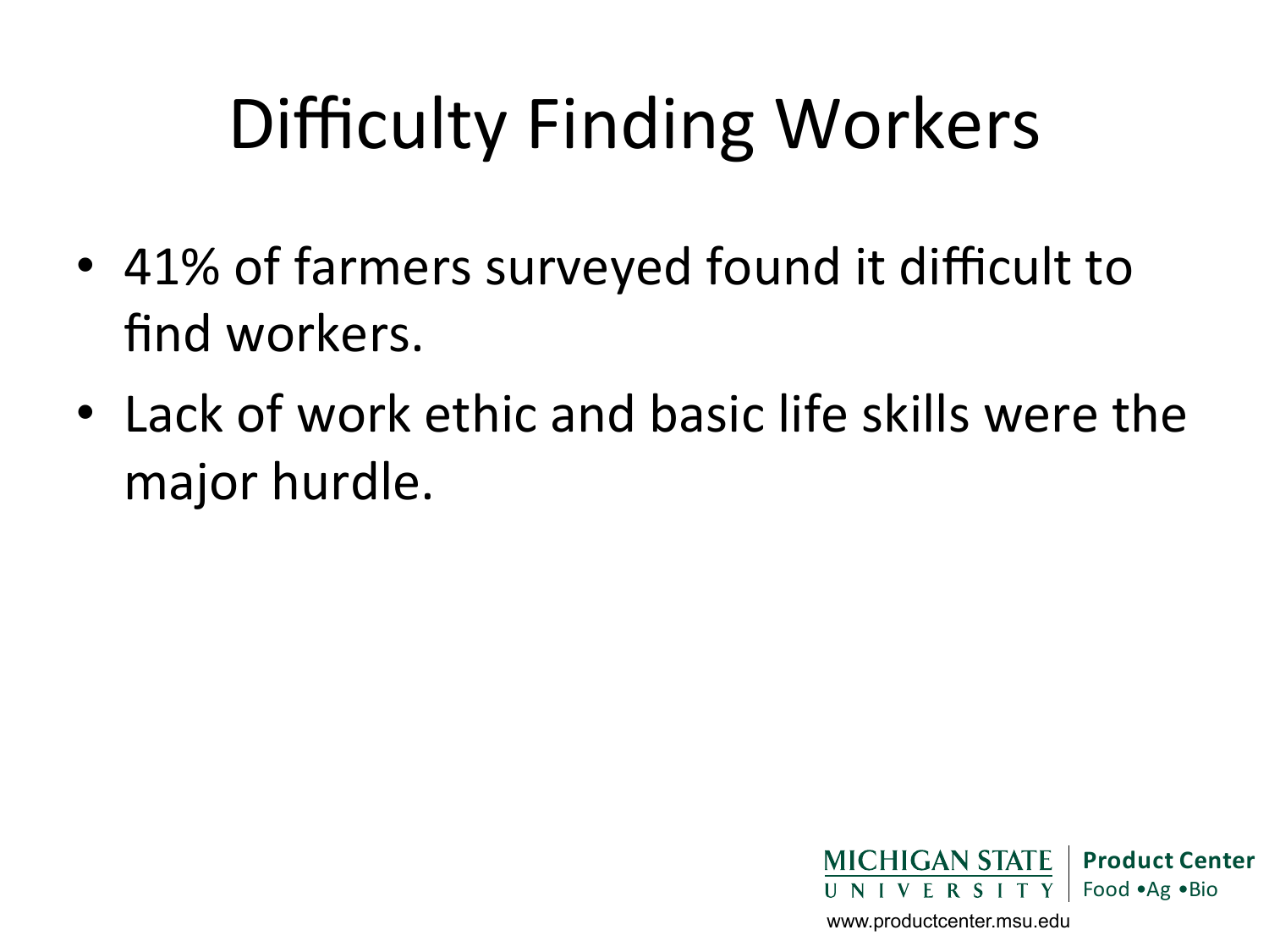# Difficulty Finding Workers

- 41% of farmers surveyed found it difficult to find workers.
- Lack of work ethic and basic life skills were the major hurdle.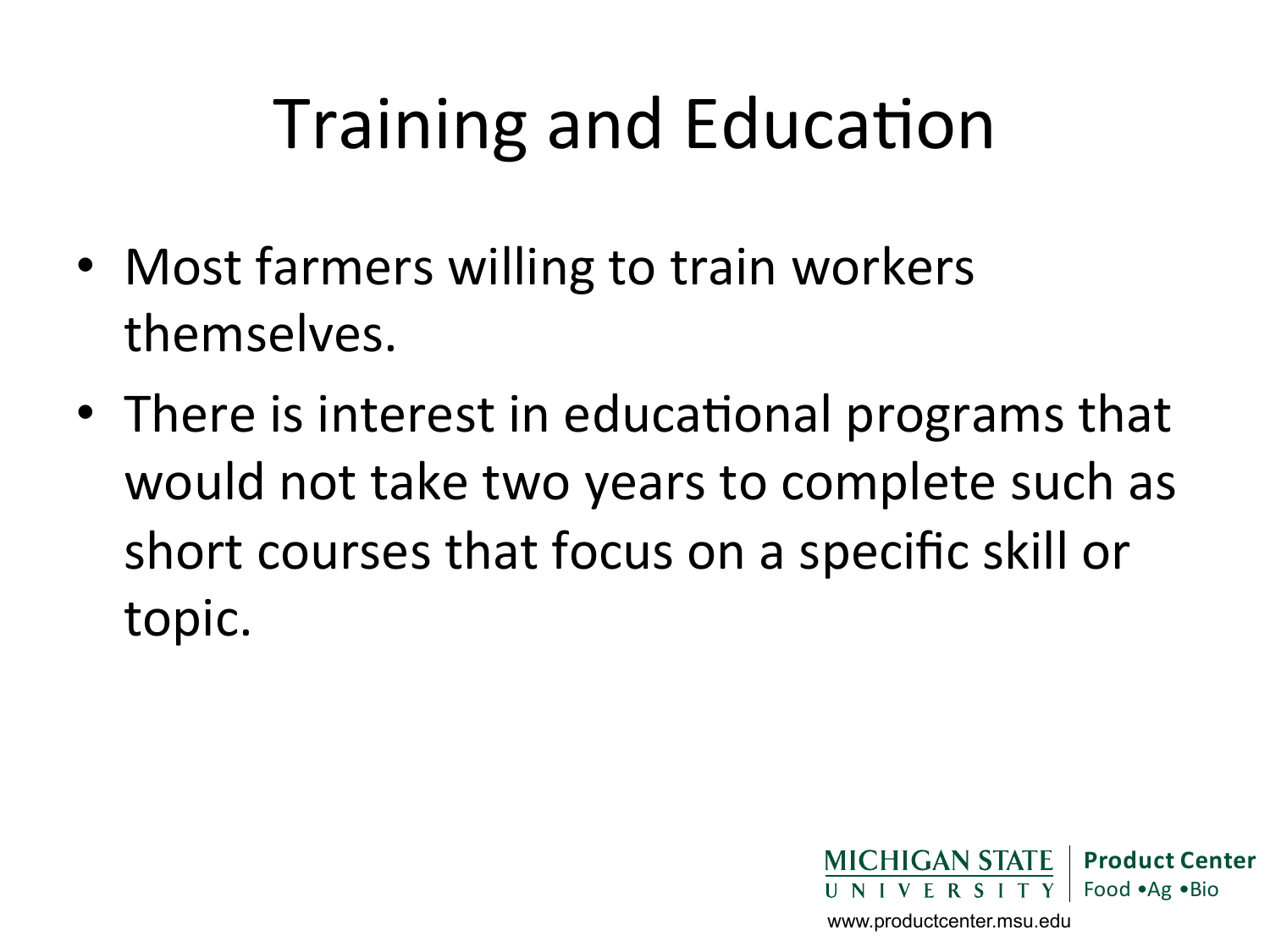# Training and Education

- Most farmers willing to train workers themselves.
- There is interest in educational programs that would not take two years to complete such as short courses that focus on a specific skill or topic.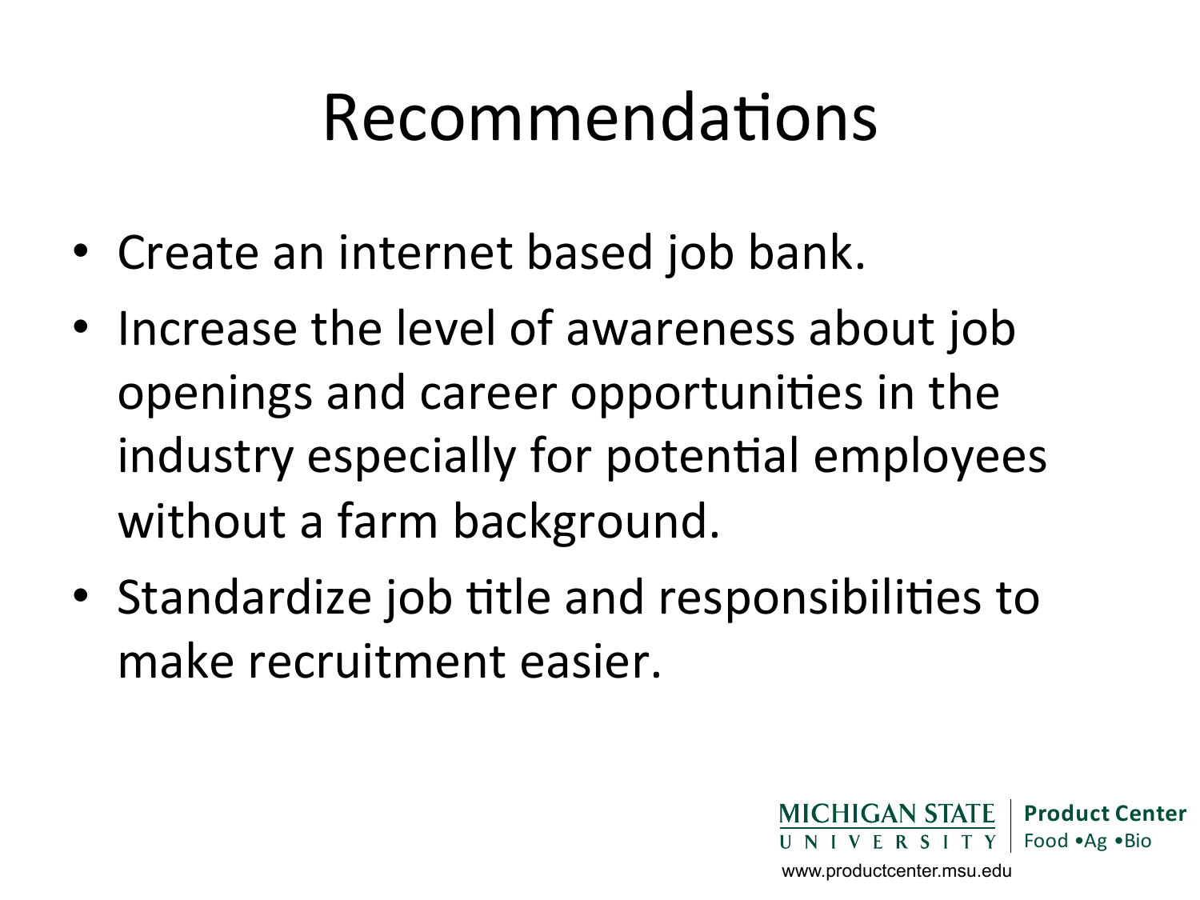# Recommendations

- Create an internet based job bank.
- Increase the level of awareness about job openings and career opportunities in the industry especially for potential employees without a farm background.
- Standardize job title and responsibilities to make recruitment easier.